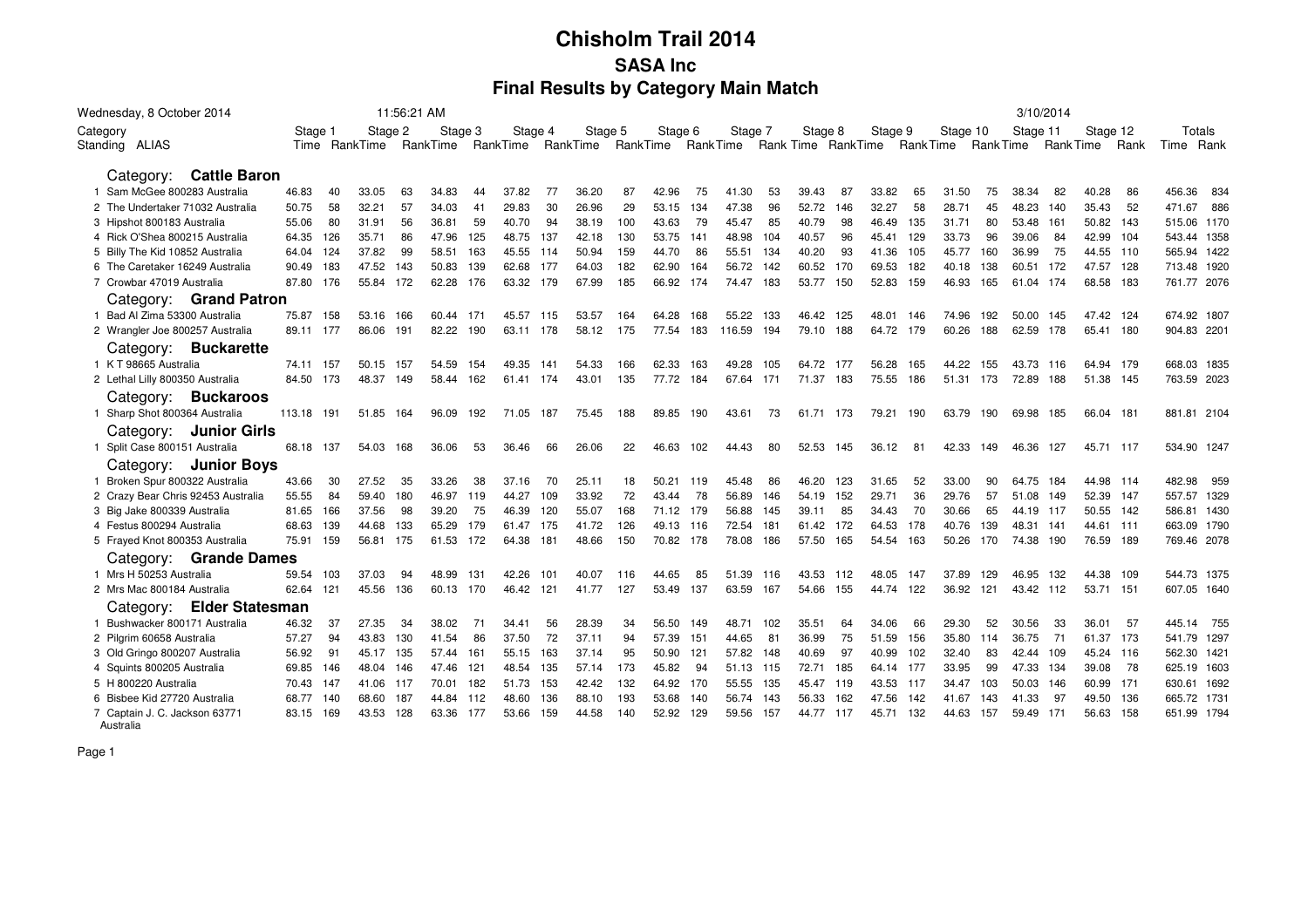# Chisholm Trail 2014

## SASA Inc

## Final Results by Category Main Match

Wednesday, 8 October 2014 11:56:21 AM 3/10/2014

| Category Standing ALIAS | Stage 1 Time | Rank | Stage 2 Time | Rank | Stage 3 Time | Rank | Stage 4 Time | Rank | Stage 5 Time | Rank | Stage 6 Time | Rank | Stage 7 Time | Rank | Stage 8 Time | Rank | Stage 9 Time | Rank | Stage 10 Time | Rank | Stage 11 Time | Rank | Stage 12 Time | Rank | Totals Time | Rank |
|---|---|---|---|---|---|---|---|---|---|---|---|---|---|---|---|---|---|---|---|---|---|---|---|---|---|---|
| **Category: Cattle Baron** | | | | | | | | | | | | | | | | | | | | | | | | | | |
| 1 Sam McGee 800283 Australia | 46.83 | 40 | 33.05 | 63 | 34.83 | 44 | 37.82 | 77 | 36.20 | 87 | 42.96 | 75 | 41.30 | 53 | 39.43 | 87 | 33.82 | 65 | 31.50 | 75 | 38.34 | 82 | 40.28 | 86 | 456.36 | 834 |
| 2 The Undertaker 71032 Australia | 50.75 | 58 | 32.21 | 57 | 34.03 | 41 | 29.83 | 30 | 26.96 | 29 | 53.15 | 134 | 47.38 | 96 | 52.72 | 146 | 32.27 | 58 | 28.71 | 45 | 48.23 | 140 | 35.43 | 52 | 471.67 | 886 |
| 3 Hipshot 800183 Australia | 55.06 | 80 | 31.91 | 56 | 36.81 | 59 | 40.70 | 94 | 38.19 | 100 | 43.63 | 79 | 45.47 | 85 | 40.79 | 98 | 46.49 | 135 | 31.71 | 80 | 53.48 | 161 | 50.82 | 143 | 515.06 | 1170 |
| 4 Rick O'Shea 800215 Australia | 64.35 | 126 | 35.71 | 86 | 47.96 | 125 | 48.75 | 137 | 42.18 | 130 | 53.75 | 141 | 48.98 | 104 | 40.57 | 96 | 45.41 | 129 | 33.73 | 96 | 39.06 | 84 | 42.99 | 104 | 543.44 | 1358 |
| 5 Billy The Kid 10852 Australia | 64.04 | 124 | 37.82 | 99 | 58.51 | 163 | 45.55 | 114 | 50.94 | 159 | 44.70 | 86 | 55.51 | 134 | 40.20 | 93 | 41.36 | 105 | 45.77 | 160 | 36.99 | 75 | 44.55 | 110 | 565.94 | 1422 |
| 6 The Caretaker 16249 Australia | 90.49 | 183 | 47.52 | 143 | 50.83 | 139 | 62.68 | 177 | 64.03 | 182 | 62.90 | 164 | 56.72 | 142 | 60.52 | 170 | 69.53 | 182 | 40.18 | 138 | 60.51 | 172 | 47.57 | 128 | 713.48 | 1920 |
| 7 Crowbar 47019 Australia | 87.80 | 176 | 55.84 | 172 | 62.28 | 176 | 63.32 | 179 | 67.99 | 185 | 66.92 | 174 | 74.47 | 183 | 53.77 | 150 | 52.83 | 159 | 46.93 | 165 | 61.04 | 174 | 68.58 | 183 | 761.77 | 2076 |
| **Category: Grand Patron** | | | | | | | | | | | | | | | | | | | | | | | | | | |
| 1 Bad Al Zima 53300 Australia | 75.87 | 158 | 53.16 | 166 | 60.44 | 171 | 45.57 | 115 | 53.57 | 164 | 64.28 | 168 | 55.22 | 133 | 46.42 | 125 | 48.01 | 146 | 74.96 | 192 | 50.00 | 145 | 47.42 | 124 | 674.92 | 1807 |
| 2 Wrangler Joe 800257 Australia | 89.11 | 177 | 86.06 | 191 | 82.22 | 190 | 63.11 | 178 | 58.12 | 175 | 77.54 | 183 | 116.59 | 194 | 79.10 | 188 | 64.72 | 179 | 60.26 | 188 | 62.59 | 178 | 65.41 | 180 | 904.83 | 2201 |
| **Category: Buckarette** | | | | | | | | | | | | | | | | | | | | | | | | | | |
| 1 K T 98665 Australia | 74.11 | 157 | 50.15 | 157 | 54.59 | 154 | 49.35 | 141 | 54.33 | 166 | 62.33 | 163 | 49.28 | 105 | 64.72 | 177 | 56.28 | 165 | 44.22 | 155 | 43.73 | 116 | 64.94 | 179 | 668.03 | 1835 |
| 2 Lethal Lilly 800350 Australia | 84.50 | 173 | 48.37 | 149 | 58.44 | 162 | 61.41 | 174 | 43.01 | 135 | 77.72 | 184 | 67.64 | 171 | 71.37 | 183 | 75.55 | 186 | 51.31 | 173 | 72.89 | 188 | 51.38 | 145 | 763.59 | 2023 |
| **Category: Buckaroos** | | | | | | | | | | | | | | | | | | | | | | | | | | |
| 1 Sharp Shot 800364 Australia | 113.18 | 191 | 51.85 | 164 | 96.09 | 192 | 71.05 | 187 | 75.45 | 188 | 89.85 | 190 | 43.61 | 73 | 61.71 | 173 | 79.21 | 190 | 63.79 | 190 | 69.98 | 185 | 66.04 | 181 | 881.81 | 2104 |
| **Category: Junior Girls** | | | | | | | | | | | | | | | | | | | | | | | | | | |
| 1 Split Case 800151 Australia | 68.18 | 137 | 54.03 | 168 | 36.06 | 53 | 36.46 | 66 | 26.06 | 22 | 46.63 | 102 | 44.43 | 80 | 52.53 | 145 | 36.12 | 81 | 42.33 | 149 | 46.36 | 127 | 45.71 | 117 | 534.90 | 1247 |
| **Category: Junior Boys** | | | | | | | | | | | | | | | | | | | | | | | | | | |
| 1 Broken Spur 800322 Australia | 43.66 | 30 | 27.52 | 35 | 33.26 | 38 | 37.16 | 70 | 25.11 | 18 | 50.21 | 119 | 45.48 | 86 | 46.20 | 123 | 31.65 | 52 | 33.00 | 90 | 64.75 | 184 | 44.98 | 114 | 482.98 | 959 |
| 2 Crazy Bear Chris 92453 Australia | 55.55 | 84 | 59.40 | 180 | 46.97 | 119 | 44.27 | 109 | 33.92 | 72 | 43.44 | 78 | 56.89 | 146 | 54.19 | 152 | 29.71 | 36 | 29.76 | 57 | 51.08 | 149 | 52.39 | 147 | 557.57 | 1329 |
| 3 Big Jake 800339 Australia | 81.65 | 166 | 37.56 | 98 | 39.20 | 75 | 46.39 | 120 | 55.07 | 168 | 71.12 | 179 | 56.88 | 145 | 39.11 | 85 | 34.43 | 70 | 30.66 | 65 | 44.19 | 117 | 50.55 | 142 | 586.81 | 1430 |
| 4 Festus 800294 Australia | 68.63 | 139 | 44.68 | 133 | 65.29 | 179 | 61.47 | 175 | 41.72 | 126 | 49.13 | 116 | 72.54 | 181 | 61.42 | 172 | 64.53 | 178 | 40.76 | 139 | 48.31 | 141 | 44.61 | 111 | 663.09 | 1790 |
| 5 Frayed Knot 800353 Australia | 75.91 | 159 | 56.81 | 175 | 61.53 | 172 | 64.38 | 181 | 48.66 | 150 | 70.82 | 178 | 78.08 | 186 | 57.50 | 165 | 54.54 | 163 | 50.26 | 170 | 74.38 | 190 | 76.59 | 189 | 769.46 | 2078 |
| **Category: Grande Dames** | | | | | | | | | | | | | | | | | | | | | | | | | | |
| 1 Mrs H 50253 Australia | 59.54 | 103 | 37.03 | 94 | 48.99 | 131 | 42.26 | 101 | 40.07 | 116 | 44.65 | 85 | 51.39 | 116 | 43.53 | 112 | 48.05 | 147 | 37.89 | 129 | 46.95 | 132 | 44.38 | 109 | 544.73 | 1375 |
| 2 Mrs Mac 800184 Australia | 62.64 | 121 | 45.56 | 136 | 60.13 | 170 | 46.42 | 121 | 41.77 | 127 | 53.49 | 137 | 63.59 | 167 | 54.66 | 155 | 44.74 | 122 | 36.92 | 121 | 43.42 | 112 | 53.71 | 151 | 607.05 | 1640 |
| **Category: Elder Statesman** | | | | | | | | | | | | | | | | | | | | | | | | | | |
| 1 Bushwacker 800171 Australia | 46.32 | 37 | 27.35 | 34 | 38.02 | 71 | 34.41 | 56 | 28.39 | 34 | 56.50 | 149 | 48.71 | 102 | 35.51 | 64 | 34.06 | 66 | 29.30 | 52 | 30.56 | 33 | 36.01 | 57 | 445.14 | 755 |
| 2 Pilgrim 60658 Australia | 57.27 | 94 | 43.83 | 130 | 41.54 | 86 | 37.50 | 72 | 37.11 | 94 | 57.39 | 151 | 44.65 | 81 | 36.99 | 75 | 51.59 | 156 | 35.80 | 114 | 36.75 | 71 | 61.37 | 173 | 541.79 | 1297 |
| 3 Old Gringo 800207 Australia | 56.92 | 91 | 45.17 | 135 | 57.44 | 161 | 55.15 | 163 | 37.14 | 95 | 50.90 | 121 | 57.82 | 148 | 40.69 | 97 | 40.99 | 102 | 32.40 | 83 | 42.44 | 109 | 45.24 | 116 | 562.30 | 1421 |
| 4 Squints 800205 Australia | 69.85 | 146 | 48.04 | 146 | 47.46 | 121 | 48.54 | 135 | 57.14 | 173 | 45.82 | 94 | 51.13 | 115 | 72.71 | 185 | 64.14 | 177 | 33.95 | 99 | 47.33 | 134 | 39.08 | 78 | 625.19 | 1603 |
| 5 H 800220 Australia | 70.43 | 147 | 41.06 | 117 | 70.01 | 182 | 51.73 | 153 | 42.42 | 132 | 64.92 | 170 | 55.55 | 135 | 45.47 | 119 | 43.53 | 117 | 34.47 | 103 | 50.03 | 146 | 60.99 | 171 | 630.61 | 1692 |
| 6 Bisbee Kid 27720 Australia | 68.77 | 140 | 68.60 | 187 | 44.84 | 112 | 48.60 | 136 | 88.10 | 193 | 53.68 | 140 | 56.74 | 143 | 56.33 | 162 | 47.56 | 142 | 41.67 | 143 | 41.33 | 97 | 49.50 | 136 | 665.72 | 1731 |
| 7 Captain J. C. Jackson 63771 Australia | 83.15 | 169 | 43.53 | 128 | 63.36 | 177 | 53.66 | 159 | 44.58 | 140 | 52.92 | 129 | 59.56 | 157 | 44.77 | 117 | 45.71 | 132 | 44.63 | 157 | 59.49 | 171 | 56.63 | 158 | 651.99 | 1794 |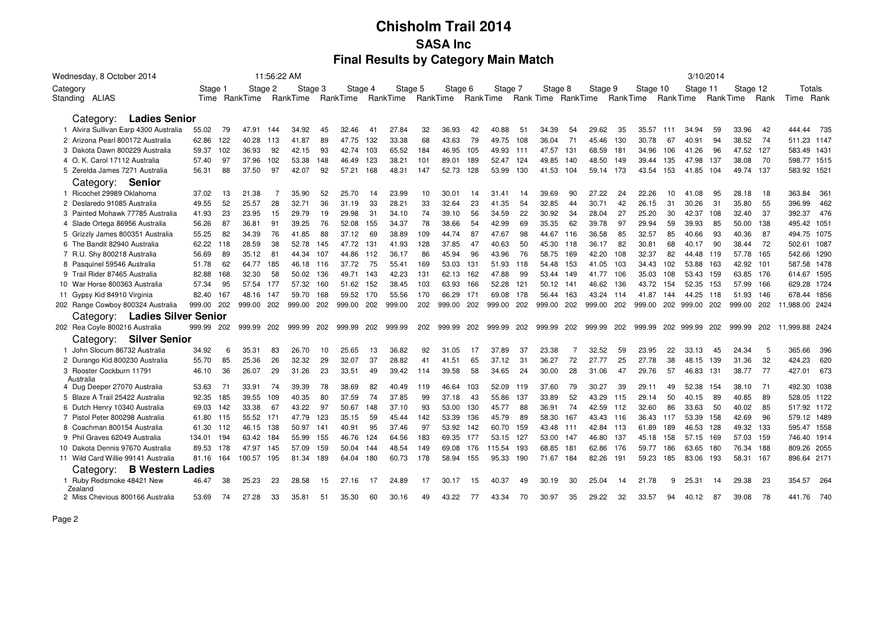# Chisholm Trail 2014

## SASA Inc

## Final Results by Category Main Match

Wednesday, 8 October 2014 11:56:22 AM 3/10/2014

| Standing | ALIAS | Stage 1 Time | Stage 1 Rank | Stage 2 Time | Stage 2 Rank | Stage 3 Time | Stage 3 Rank | Stage 4 Time | Stage 4 Rank | Stage 5 Time | Stage 5 Rank | Stage 6 Time | Stage 6 Rank | Stage 7 Time | Stage 7 Rank | Stage 8 Time | Stage 8 Rank | Stage 9 Time | Stage 9 Rank | Stage 10 Time | Stage 10 Rank | Stage 11 Time | Stage 11 Rank | Stage 12 Time | Stage 12 Rank | Totals Time | Totals Rank |
|---|---|---|---|---|---|---|---|---|---|---|---|---|---|---|---|---|---|---|---|---|---|---|---|---|---|---|---|
| **Category: Ladies Senior** | | | | | | | | | | | | | | | | | | | | | | | | | | | |
| 1 | Alvira Sullivan Earp 4300 Australia | 55.02 | 79 | 47.91 | 144 | 34.92 | 45 | 32.46 | 41 | 27.84 | 32 | 36.93 | 42 | 40.88 | 51 | 34.39 | 54 | 29.62 | 35 | 35.57 | 111 | 34.94 | 59 | 33.96 | 42 | 444.44 | 735 |
| 2 | Arizona Pearl 800172 Australia | 62.86 | 122 | 40.28 | 113 | 41.87 | 89 | 47.75 | 132 | 33.38 | 68 | 43.63 | 79 | 49.75 | 108 | 36.04 | 71 | 45.46 | 130 | 30.78 | 67 | 40.91 | 94 | 38.52 | 74 | 511.23 | 1147 |
| 3 | Dakota Dawn 800229 Australia | 59.37 | 102 | 36.93 | 92 | 42.15 | 93 | 42.74 | 103 | 65.52 | 184 | 46.95 | 105 | 49.93 | 111 | 47.57 | 131 | 68.59 | 181 | 34.96 | 106 | 41.26 | 96 | 47.52 | 127 | 583.49 | 1431 |
| 4 | O. K. Carol 17112 Australia | 57.40 | 97 | 37.96 | 102 | 53.38 | 148 | 46.49 | 123 | 38.21 | 101 | 89.01 | 189 | 52.47 | 124 | 49.85 | 140 | 48.50 | 149 | 39.44 | 135 | 47.98 | 137 | 38.08 | 70 | 598.77 | 1515 |
| 5 | Zerelda James 7271 Australia | 56.31 | 88 | 37.50 | 97 | 42.07 | 92 | 57.21 | 168 | 48.31 | 147 | 52.73 | 128 | 53.99 | 130 | 41.53 | 104 | 59.14 | 173 | 43.54 | 153 | 41.85 | 104 | 49.74 | 137 | 583.92 | 1521 |
| **Category: Senior** | | | | | | | | | | | | | | | | | | | | | | | | | | | |
| 1 | Ricochet 29989 Oklahoma | 37.02 | 13 | 21.38 | 7 | 35.90 | 52 | 25.70 | 14 | 23.99 | 10 | 30.01 | 14 | 31.41 | 14 | 39.69 | 90 | 27.22 | 24 | 22.26 | 10 | 41.08 | 95 | 28.18 | 18 | 363.84 | 361 |
| 2 | Deslaredo 91085 Australia | 49.55 | 52 | 25.57 | 28 | 32.71 | 36 | 31.19 | 33 | 28.21 | 33 | 32.64 | 23 | 41.35 | 54 | 32.85 | 44 | 30.71 | 42 | 26.15 | 31 | 30.26 | 31 | 35.80 | 55 | 396.99 | 462 |
| 3 | Painted Mohawk 77785 Australia | 41.93 | 23 | 23.95 | 15 | 29.79 | 19 | 29.98 | 31 | 34.10 | 74 | 39.10 | 56 | 34.59 | 22 | 30.92 | 34 | 28.04 | 27 | 25.20 | 30 | 42.37 | 108 | 32.40 | 37 | 392.37 | 476 |
| 4 | Slade Ortega 86956 Australia | 56.26 | 87 | 36.81 | 91 | 39.25 | 76 | 52.08 | 155 | 34.37 | 78 | 38.66 | 54 | 42.99 | 69 | 35.35 | 62 | 39.78 | 97 | 29.94 | 59 | 39.93 | 85 | 50.00 | 138 | 495.42 | 1051 |
| 5 | Grizzly James 800351 Australia | 55.25 | 82 | 34.39 | 76 | 41.85 | 88 | 37.12 | 69 | 38.89 | 109 | 44.74 | 87 | 47.67 | 98 | 44.67 | 116 | 36.58 | 85 | 32.57 | 85 | 40.66 | 93 | 40.36 | 87 | 494.75 | 1075 |
| 6 | The Bandit 82940 Australia | 62.22 | 118 | 28.59 | 38 | 52.78 | 145 | 47.72 | 131 | 41.93 | 128 | 37.85 | 47 | 40.63 | 50 | 45.30 | 118 | 36.17 | 82 | 30.81 | 68 | 40.17 | 90 | 38.44 | 72 | 502.61 | 1087 |
| 7 | R.U. Shy 800218 Australia | 56.69 | 89 | 35.12 | 81 | 44.34 | 107 | 44.86 | 112 | 36.17 | 86 | 45.94 | 96 | 43.96 | 76 | 58.75 | 169 | 42.20 | 108 | 32.37 | 82 | 44.48 | 119 | 57.78 | 165 | 542.66 | 1290 |
| 8 | Pasquinel 59546 Australia | 51.78 | 62 | 64.77 | 185 | 46.18 | 116 | 37.72 | 75 | 55.41 | 169 | 53.03 | 131 | 51.93 | 118 | 54.48 | 153 | 41.05 | 103 | 34.43 | 102 | 53.88 | 163 | 42.92 | 101 | 587.58 | 1478 |
| 9 | Trail Rider 87465 Australia | 82.88 | 168 | 32.30 | 58 | 50.02 | 136 | 49.71 | 143 | 42.23 | 131 | 62.13 | 162 | 47.88 | 99 | 53.44 | 149 | 41.77 | 106 | 35.03 | 108 | 53.43 | 159 | 63.85 | 176 | 614.67 | 1595 |
| 10 | War Horse 800363 Australia | 57.34 | 95 | 57.54 | 177 | 57.32 | 160 | 51.62 | 152 | 38.45 | 103 | 63.93 | 166 | 52.28 | 121 | 50.12 | 141 | 46.62 | 136 | 43.72 | 154 | 52.35 | 153 | 57.99 | 166 | 629.28 | 1724 |
| 11 | Gypsy Kid 84910 Virginia | 82.40 | 167 | 48.16 | 147 | 59.70 | 168 | 59.52 | 170 | 55.56 | 170 | 66.29 | 171 | 69.08 | 178 | 56.44 | 163 | 43.24 | 114 | 41.87 | 144 | 44.25 | 118 | 51.93 | 146 | 678.44 | 1856 |
| 202 | Range Cowboy 800324 Australia | 999.00 | 202 | 999.00 | 202 | 999.00 | 202 | 999.00 | 202 | 999.00 | 202 | 999.00 | 202 | 999.00 | 202 | 999.00 | 202 | 999.00 | 202 | 999.00 | 202 | 999.00 | 202 | 999.00 | 202 | 11,988.00 | 2424 |
| **Category: Ladies Silver Senior** | | | | | | | | | | | | | | | | | | | | | | | | | | | |
| 202 | Rea Coyle 800216 Australia | 999.99 | 202 | 999.99 | 202 | 999.99 | 202 | 999.99 | 202 | 999.99 | 202 | 999.99 | 202 | 999.99 | 202 | 999.99 | 202 | 999.99 | 202 | 999.99 | 202 | 999.99 | 202 | 999.99 | 202 | 11,999.88 | 2424 |
| **Category: Silver Senior** | | | | | | | | | | | | | | | | | | | | | | | | | | | |
| 1 | John Slocum 86732 Australia | 34.92 | 6 | 35.31 | 83 | 26.70 | 10 | 25.65 | 13 | 36.82 | 92 | 31.05 | 17 | 37.89 | 37 | 23.38 | 7 | 32.52 | 59 | 23.95 | 22 | 33.13 | 45 | 24.34 | 5 | 365.66 | 396 |
| 2 | Durango Kid 800230 Australia | 55.70 | 85 | 25.36 | 26 | 32.32 | 29 | 32.07 | 37 | 28.82 | 41 | 41.51 | 65 | 37.12 | 31 | 36.27 | 72 | 27.77 | 25 | 27.78 | 38 | 48.15 | 139 | 31.36 | 32 | 424.23 | 620 |
| 3 | Rooster Cockburn 11791 Australia | 46.10 | 36 | 26.07 | 29 | 31.26 | 23 | 33.51 | 49 | 39.42 | 114 | 39.58 | 58 | 34.65 | 24 | 30.00 | 28 | 31.06 | 47 | 29.76 | 57 | 46.83 | 131 | 38.77 | 77 | 427.01 | 673 |
| 4 | Dug Deeper 27070 Australia | 53.63 | 71 | 33.91 | 74 | 39.39 | 78 | 38.69 | 82 | 40.49 | 119 | 46.64 | 103 | 52.09 | 119 | 37.60 | 79 | 30.27 | 39 | 29.11 | 49 | 52.38 | 154 | 38.10 | 71 | 492.30 | 1038 |
| 5 | Blaze A Trail 25422 Australia | 92.35 | 185 | 39.55 | 109 | 40.35 | 80 | 37.59 | 74 | 37.85 | 99 | 37.18 | 43 | 55.86 | 137 | 33.89 | 52 | 43.29 | 115 | 29.14 | 50 | 40.15 | 89 | 40.85 | 89 | 528.05 | 1122 |
| 6 | Dutch Henry 10340 Australia | 69.03 | 142 | 33.38 | 67 | 43.22 | 97 | 50.67 | 148 | 37.10 | 93 | 53.00 | 130 | 45.77 | 88 | 36.91 | 74 | 42.59 | 112 | 32.60 | 86 | 33.63 | 50 | 40.02 | 85 | 517.92 | 1172 |
| 7 | Pistol Peter 800298 Australia | 61.80 | 115 | 55.52 | 171 | 47.79 | 123 | 35.15 | 59 | 45.44 | 142 | 53.39 | 136 | 45.79 | 89 | 58.30 | 167 | 43.43 | 116 | 36.43 | 117 | 53.39 | 158 | 42.69 | 96 | 579.12 | 1489 |
| 8 | Coachman 800154 Australia | 61.30 | 112 | 46.15 | 138 | 50.97 | 141 | 40.91 | 95 | 37.46 | 97 | 53.92 | 142 | 60.70 | 159 | 43.48 | 111 | 42.84 | 113 | 61.89 | 189 | 46.53 | 128 | 49.32 | 133 | 595.47 | 1558 |
| 9 | Phil Graves 62049 Australia | 134.01 | 194 | 63.42 | 184 | 55.99 | 155 | 46.76 | 124 | 64.56 | 183 | 69.35 | 177 | 53.15 | 127 | 53.00 | 147 | 46.80 | 137 | 45.18 | 158 | 57.15 | 169 | 57.03 | 159 | 746.40 | 1914 |
| 10 | Dakota Dennis 97670 Australia | 89.53 | 178 | 47.97 | 145 | 57.09 | 159 | 50.04 | 144 | 48.54 | 149 | 69.08 | 176 | 115.54 | 193 | 68.85 | 181 | 62.86 | 176 | 59.77 | 186 | 63.65 | 180 | 76.34 | 188 | 809.26 | 2055 |
| 11 | Wild Card Willie 99141 Australia | 81.16 | 164 | 100.57 | 195 | 81.34 | 189 | 64.04 | 180 | 60.73 | 178 | 58.94 | 155 | 95.33 | 190 | 71.67 | 184 | 82.26 | 191 | 59.23 | 185 | 83.06 | 193 | 58.31 | 167 | 896.64 | 2171 |
| **Category: B Western Ladies** | | | | | | | | | | | | | | | | | | | | | | | | | | | |
| 1 | Ruby Redsmoke 48421 New Zealand | 46.47 | 38 | 25.23 | 23 | 28.58 | 15 | 27.16 | 17 | 24.89 | 17 | 30.17 | 15 | 40.37 | 49 | 30.19 | 30 | 25.04 | 14 | 21.78 | 9 | 25.31 | 14 | 29.38 | 23 | 354.57 | 264 |
| 2 | Miss Chevious 800166 Australia | 53.69 | 74 | 27.28 | 33 | 35.81 | 51 | 35.30 | 60 | 30.16 | 49 | 43.22 | 77 | 43.34 | 70 | 30.97 | 35 | 29.22 | 32 | 33.57 | 94 | 40.12 | 87 | 39.08 | 78 | 441.76 | 740 |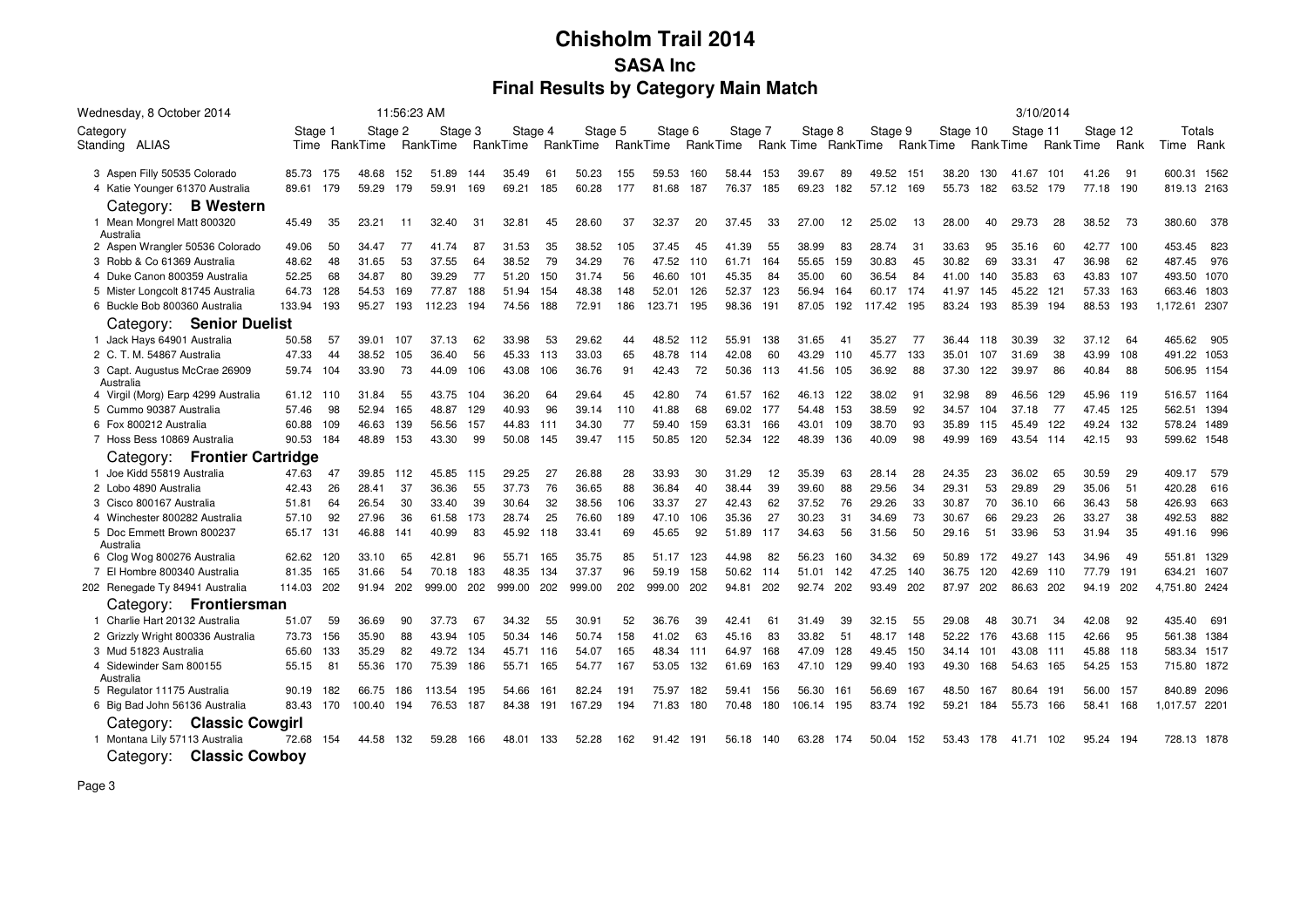# Chisholm Trail 2014

## SASA Inc

## Final Results by Category Main Match

Wednesday, 8 October 2014 11:56:23 AM 3/10/2014

| Standing | ALIAS | Stage 1 Time | Rank | Stage 2 Time | Rank | Stage 3 Time | Rank | Stage 4 Time | Rank | Stage 5 Time | Rank | Stage 6 Time | Rank | Stage 7 Time | Rank | Stage 8 Time | Rank | Stage 9 Time | Rank | Stage 10 Time | Rank | Stage 11 Time | Rank | Stage 12 Time | Rank | Totals Time | Rank |
|---|---|---|---|---|---|---|---|---|---|---|---|---|---|---|---|---|---|---|---|---|---|---|---|---|---|---|---|
| 3 | Aspen Filly 50535 Colorado | 85.73 | 175 | 48.68 | 152 | 51.89 | 144 | 35.49 | 61 | 50.23 | 155 | 59.53 | 160 | 58.44 | 153 | 39.67 | 89 | 49.52 | 151 | 38.20 | 130 | 41.67 | 101 | 41.26 | 91 | 600.31 | 1562 |
| 4 | Katie Younger 61370 Australia | 89.61 | 179 | 59.29 | 179 | 59.91 | 169 | 69.21 | 185 | 60.28 | 177 | 81.68 | 187 | 76.37 | 185 | 69.23 | 182 | 57.12 | 169 | 55.73 | 182 | 63.52 | 179 | 77.18 | 190 | 819.13 | 2163 |
| **Category: B Western** | | | | | | | | | | | | | | | | | | | | | | | | | | | |
| 1 | Mean Mongrel Matt 800320 Australia | 45.49 | 35 | 23.21 | 11 | 32.40 | 31 | 32.81 | 45 | 28.60 | 37 | 32.37 | 20 | 37.45 | 33 | 27.00 | 12 | 25.02 | 13 | 28.00 | 40 | 29.73 | 28 | 38.52 | 73 | 380.60 | 378 |
| 2 | Aspen Wrangler 50536 Colorado | 49.06 | 50 | 34.47 | 77 | 41.74 | 87 | 31.53 | 35 | 38.52 | 105 | 37.45 | 45 | 41.39 | 55 | 38.99 | 83 | 28.74 | 31 | 33.63 | 95 | 35.16 | 60 | 42.77 | 100 | 453.45 | 823 |
| 3 | Robb & Co 61369 Australia | 48.62 | 48 | 31.65 | 53 | 37.55 | 64 | 38.52 | 79 | 34.29 | 76 | 47.52 | 110 | 61.71 | 164 | 55.65 | 159 | 30.83 | 45 | 30.82 | 69 | 33.31 | 47 | 36.98 | 62 | 487.45 | 976 |
| 4 | Duke Canon 800359 Australia | 52.25 | 68 | 34.87 | 80 | 39.29 | 77 | 51.20 | 150 | 31.74 | 56 | 46.60 | 101 | 45.35 | 84 | 35.00 | 60 | 36.54 | 84 | 41.00 | 140 | 35.83 | 63 | 43.83 | 107 | 493.50 | 1070 |
| 5 | Mister Longcolt 81745 Australia | 64.73 | 128 | 54.53 | 169 | 77.87 | 188 | 51.94 | 154 | 48.38 | 148 | 52.01 | 126 | 52.37 | 123 | 56.94 | 164 | 60.17 | 174 | 41.97 | 145 | 45.22 | 121 | 57.33 | 163 | 663.46 | 1803 |
| 6 | Buckle Bob 800360 Australia | 133.94 | 193 | 95.27 | 193 | 112.23 | 194 | 74.56 | 188 | 72.91 | 186 | 123.71 | 195 | 98.36 | 191 | 87.05 | 192 | 117.42 | 195 | 83.24 | 193 | 85.39 | 194 | 88.53 | 193 | 1,172.61 | 2307 |
| **Category: Senior Duelist** | | | | | | | | | | | | | | | | | | | | | | | | | | | |
| 1 | Jack Hays 64901 Australia | 50.58 | 57 | 39.01 | 107 | 37.13 | 62 | 33.98 | 53 | 29.62 | 44 | 48.52 | 112 | 55.91 | 138 | 31.65 | 41 | 35.27 | 77 | 36.44 | 118 | 30.39 | 32 | 37.12 | 64 | 465.62 | 905 |
| 2 | C. T. M. 54867 Australia | 47.33 | 44 | 38.52 | 105 | 36.40 | 56 | 45.33 | 113 | 33.03 | 65 | 48.78 | 114 | 42.08 | 60 | 43.29 | 110 | 45.77 | 133 | 35.01 | 107 | 31.69 | 38 | 43.99 | 108 | 491.22 | 1053 |
| 3 | Capt. Augustus McCrae 26909 Australia | 59.74 | 104 | 33.90 | 73 | 44.09 | 106 | 43.08 | 106 | 36.76 | 91 | 42.43 | 72 | 50.36 | 113 | 41.56 | 105 | 36.92 | 88 | 37.30 | 122 | 39.97 | 86 | 40.84 | 88 | 506.95 | 1154 |
| 4 | Virgil (Morg) Earp 4299 Australia | 61.12 | 110 | 31.84 | 55 | 43.75 | 104 | 36.20 | 64 | 29.64 | 45 | 42.80 | 74 | 61.57 | 162 | 46.13 | 122 | 38.02 | 91 | 32.98 | 89 | 46.56 | 129 | 45.96 | 119 | 516.57 | 1164 |
| 5 | Cummo 90387 Australia | 57.46 | 98 | 52.94 | 165 | 48.87 | 129 | 40.93 | 96 | 39.14 | 110 | 41.88 | 68 | 69.02 | 177 | 54.48 | 153 | 38.59 | 92 | 34.57 | 104 | 37.18 | 77 | 47.45 | 125 | 562.51 | 1394 |
| 6 | Fox 800212 Australia | 60.88 | 109 | 46.63 | 139 | 56.56 | 157 | 44.83 | 111 | 34.30 | 77 | 59.40 | 159 | 63.31 | 166 | 43.01 | 109 | 38.70 | 93 | 35.89 | 115 | 45.49 | 122 | 49.24 | 132 | 578.24 | 1489 |
| 7 | Hoss Bess 10869 Australia | 90.53 | 184 | 48.89 | 153 | 43.30 | 99 | 50.08 | 145 | 39.47 | 115 | 50.85 | 120 | 52.34 | 122 | 48.39 | 136 | 40.09 | 98 | 49.99 | 169 | 43.54 | 114 | 42.15 | 93 | 599.62 | 1548 |
| **Category: Frontier Cartridge** | | | | | | | | | | | | | | | | | | | | | | | | | | | |
| 1 | Joe Kidd 55819 Australia | 47.63 | 47 | 39.85 | 112 | 45.85 | 115 | 29.25 | 27 | 26.88 | 28 | 33.93 | 30 | 31.29 | 12 | 35.39 | 63 | 28.14 | 28 | 24.35 | 23 | 36.02 | 65 | 30.59 | 29 | 409.17 | 579 |
| 2 | Lobo 4890 Australia | 42.43 | 26 | 28.41 | 37 | 36.36 | 55 | 37.73 | 76 | 36.65 | 88 | 36.84 | 40 | 38.44 | 39 | 39.60 | 88 | 29.56 | 34 | 29.31 | 53 | 29.89 | 29 | 35.06 | 51 | 420.28 | 616 |
| 3 | Cisco 800167 Australia | 51.81 | 64 | 26.54 | 30 | 33.40 | 39 | 30.64 | 32 | 38.56 | 106 | 33.37 | 27 | 42.43 | 62 | 37.52 | 76 | 29.26 | 33 | 30.87 | 70 | 36.10 | 66 | 36.43 | 58 | 426.93 | 663 |
| 4 | Winchester 800282 Australia | 57.10 | 92 | 27.96 | 36 | 61.58 | 173 | 28.74 | 25 | 76.60 | 189 | 47.10 | 106 | 35.36 | 27 | 30.23 | 31 | 34.69 | 73 | 30.67 | 66 | 29.23 | 26 | 33.27 | 38 | 492.53 | 882 |
| 5 | Doc Emmett Brown 800237 Australia | 65.17 | 131 | 46.88 | 141 | 40.99 | 83 | 45.92 | 118 | 33.41 | 69 | 45.65 | 92 | 51.89 | 117 | 34.63 | 56 | 31.56 | 50 | 29.16 | 51 | 33.96 | 53 | 31.94 | 35 | 491.16 | 996 |
| 6 | Clog Wog 800276 Australia | 62.62 | 120 | 33.10 | 65 | 42.81 | 96 | 55.71 | 165 | 35.75 | 85 | 51.17 | 123 | 44.98 | 82 | 56.23 | 160 | 34.32 | 69 | 50.89 | 172 | 49.27 | 143 | 34.96 | 49 | 551.81 | 1329 |
| 7 | El Hombre 800340 Australia | 81.35 | 165 | 31.66 | 54 | 70.18 | 183 | 48.35 | 134 | 37.37 | 96 | 59.19 | 158 | 50.62 | 114 | 51.01 | 142 | 47.25 | 140 | 36.75 | 120 | 42.69 | 110 | 77.79 | 191 | 634.21 | 1607 |
| 202 | Renegade Ty 84941 Australia | 114.03 | 202 | 91.94 | 202 | 999.00 | 202 | 999.00 | 202 | 999.00 | 202 | 999.00 | 202 | 94.81 | 202 | 92.74 | 202 | 93.49 | 202 | 87.97 | 202 | 86.63 | 202 | 94.19 | 202 | 4,751.80 | 2424 |
| **Category: Frontiersman** | | | | | | | | | | | | | | | | | | | | | | | | | | | |
| 1 | Charlie Hart 20132 Australia | 51.07 | 59 | 36.69 | 90 | 37.73 | 67 | 34.32 | 55 | 30.91 | 52 | 36.76 | 39 | 42.41 | 61 | 31.49 | 39 | 32.15 | 55 | 29.08 | 48 | 30.71 | 34 | 42.08 | 92 | 435.40 | 691 |
| 2 | Grizzly Wright 800336 Australia | 73.73 | 156 | 35.90 | 88 | 43.94 | 105 | 50.34 | 146 | 50.74 | 158 | 41.02 | 63 | 45.16 | 83 | 33.82 | 51 | 48.17 | 148 | 52.22 | 176 | 43.68 | 115 | 42.66 | 95 | 561.38 | 1384 |
| 3 | Mud 51823 Australia | 65.60 | 133 | 35.29 | 82 | 49.72 | 134 | 45.71 | 116 | 54.07 | 165 | 48.34 | 111 | 64.97 | 168 | 47.09 | 128 | 49.45 | 150 | 34.14 | 101 | 43.08 | 111 | 45.88 | 118 | 583.34 | 1517 |
| 4 | Sidewinder Sam 800155 Australia | 55.15 | 81 | 55.36 | 170 | 75.39 | 186 | 55.71 | 165 | 54.77 | 167 | 53.05 | 132 | 61.69 | 163 | 47.10 | 129 | 99.40 | 193 | 49.30 | 168 | 54.63 | 165 | 54.25 | 153 | 715.80 | 1872 |
| 5 | Regulator 11175 Australia | 90.19 | 182 | 66.75 | 186 | 113.54 | 195 | 54.66 | 161 | 82.24 | 191 | 75.97 | 182 | 59.41 | 156 | 56.30 | 161 | 56.69 | 167 | 48.50 | 167 | 80.64 | 191 | 56.00 | 157 | 840.89 | 2096 |
| 6 | Big Bad John 56136 Australia | 83.43 | 170 | 100.40 | 194 | 76.53 | 187 | 84.38 | 191 | 167.29 | 194 | 71.83 | 180 | 70.48 | 180 | 106.14 | 195 | 83.74 | 192 | 59.21 | 184 | 55.73 | 166 | 58.41 | 168 | 1,017.57 | 2201 |
| **Category: Classic Cowgirl** | | | | | | | | | | | | | | | | | | | | | | | | | | | |
| 1 | Montana Lily 57113 Australia | 72.68 | 154 | 44.58 | 132 | 59.28 | 166 | 48.01 | 133 | 52.28 | 162 | 91.42 | 191 | 56.18 | 140 | 63.28 | 174 | 50.04 | 152 | 53.43 | 178 | 41.71 | 102 | 95.24 | 194 | 728.13 | 1878 |
| **Category: Classic Cowboy** | | | | | | | | | | | | | | | | | | | | | | | | | | | |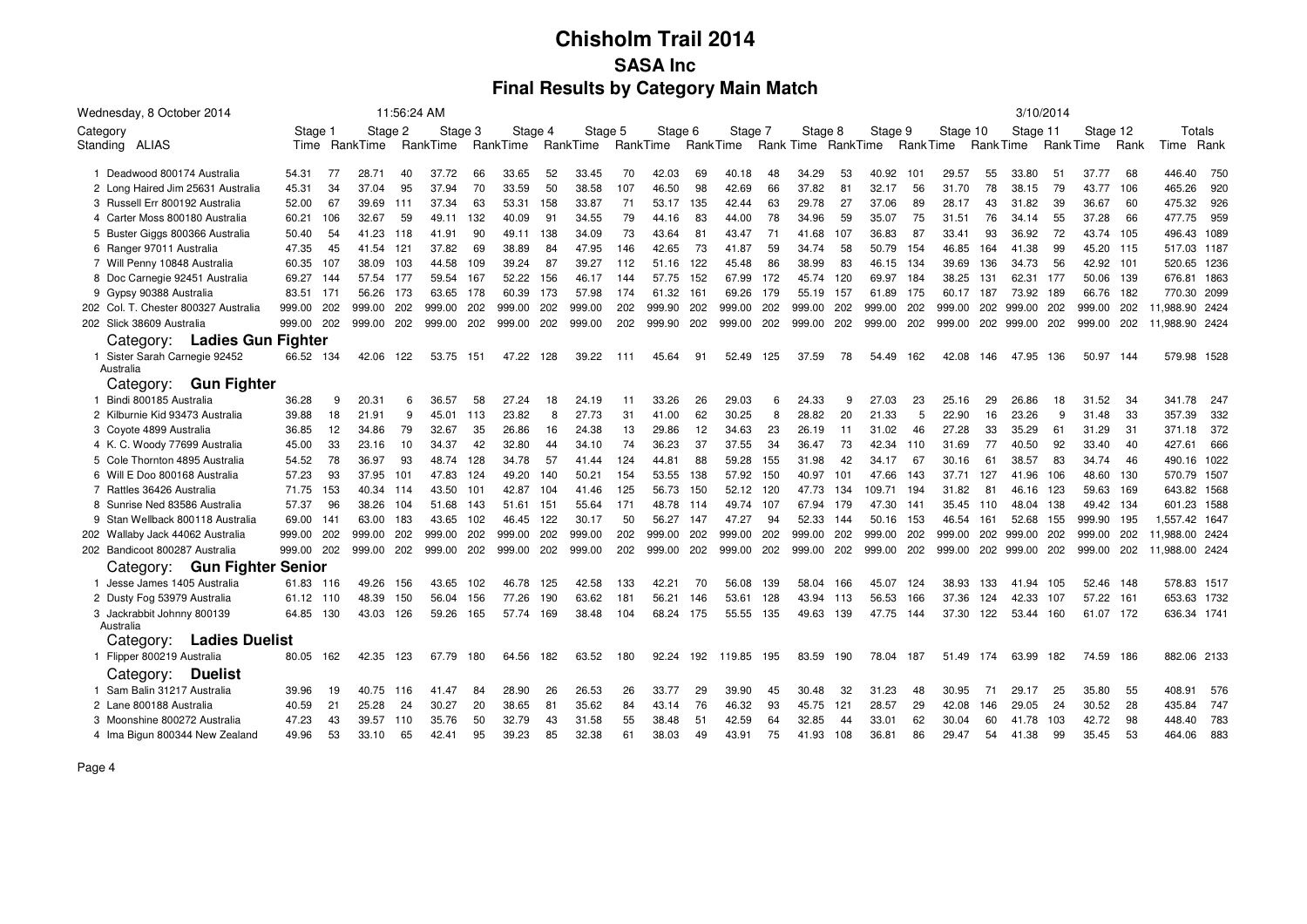# Chisholm Trail 2014

## SASA Inc

### Final Results by Category Main Match

Wednesday, 8 October 2014 11:56:24 AM 3/10/2014

| Category Standing ALIAS | Stage 1 Time | Rank | Stage 2 Time | Rank | Stage 3 Time | Rank | Stage 4 Time | Rank | Stage 5 Time | Rank | Stage 6 Time | Rank | Stage 7 Time | Rank | Stage 8 Time | Rank | Stage 9 Time | Rank | Stage 10 Time | Rank | Stage 11 Time | Rank | Stage 12 Time | Rank | Totals Time | Rank |
|---|---|---|---|---|---|---|---|---|---|---|---|---|---|---|---|---|---|---|---|---|---|---|---|---|---|---|
| 1 Deadwood 800174 Australia | 54.31 | 77 | 28.71 | 40 | 37.72 | 66 | 33.65 | 52 | 33.45 | 70 | 42.03 | 69 | 40.18 | 48 | 34.29 | 53 | 40.92 | 101 | 29.57 | 55 | 33.80 | 51 | 37.77 | 68 | 446.40 | 750 |
| 2 Long Haired Jim 25631 Australia | 45.31 | 34 | 37.04 | 95 | 37.94 | 70 | 33.59 | 50 | 38.58 | 107 | 46.50 | 98 | 42.69 | 66 | 37.82 | 81 | 32.17 | 56 | 31.70 | 78 | 38.15 | 79 | 43.77 | 106 | 465.26 | 920 |
| 3 Russell Err 800192 Australia | 52.00 | 67 | 39.69 | 111 | 37.34 | 63 | 53.31 | 158 | 33.87 | 71 | 53.17 | 135 | 42.44 | 63 | 29.78 | 27 | 37.06 | 89 | 28.17 | 43 | 31.82 | 39 | 36.67 | 60 | 475.32 | 926 |
| 4 Carter Moss 800180 Australia | 60.21 | 106 | 32.67 | 59 | 49.11 | 132 | 40.09 | 91 | 34.55 | 79 | 44.16 | 83 | 44.00 | 78 | 34.96 | 59 | 35.07 | 75 | 31.51 | 76 | 34.14 | 55 | 37.28 | 66 | 477.75 | 959 |
| 5 Buster Giggs 800366 Australia | 50.40 | 54 | 41.23 | 118 | 41.91 | 90 | 49.11 | 138 | 34.09 | 73 | 43.64 | 81 | 43.47 | 71 | 41.68 | 107 | 36.83 | 87 | 33.41 | 93 | 36.92 | 72 | 43.74 | 105 | 496.43 | 1089 |
| 6 Ranger 97011 Australia | 47.35 | 45 | 41.54 | 121 | 37.82 | 69 | 38.89 | 84 | 47.95 | 146 | 42.65 | 73 | 41.87 | 59 | 34.74 | 58 | 50.79 | 154 | 46.85 | 164 | 41.38 | 99 | 45.20 | 115 | 517.03 | 1187 |
| 7 Will Penny 10848 Australia | 60.35 | 107 | 38.09 | 103 | 44.58 | 109 | 39.24 | 87 | 39.27 | 112 | 51.16 | 122 | 45.48 | 86 | 38.99 | 83 | 46.15 | 134 | 39.69 | 136 | 34.73 | 56 | 42.92 | 101 | 520.65 | 1236 |
| 8 Doc Carnegie 92451 Australia | 69.27 | 144 | 57.54 | 177 | 59.54 | 167 | 52.22 | 156 | 46.17 | 144 | 57.75 | 152 | 67.99 | 172 | 45.74 | 120 | 69.97 | 184 | 38.25 | 131 | 62.31 | 177 | 50.06 | 139 | 676.81 | 1863 |
| 9 Gypsy 90388 Australia | 83.51 | 171 | 56.26 | 173 | 63.65 | 178 | 60.39 | 173 | 57.98 | 174 | 61.32 | 161 | 69.26 | 179 | 55.19 | 157 | 61.89 | 175 | 60.17 | 187 | 73.92 | 189 | 66.76 | 182 | 770.30 | 2099 |
| 202 Col. T. Chester 800327 Australia | 999.00 | 202 | 999.00 | 202 | 999.00 | 202 | 999.00 | 202 | 999.00 | 202 | 999.90 | 202 | 999.00 | 202 | 999.00 | 202 | 999.00 | 202 | 999.00 | 202 | 999.00 | 202 | 999.00 | 202 | 11,988.90 | 2424 |
| 202 Slick 38609 Australia | 999.00 | 202 | 999.00 | 202 | 999.00 | 202 | 999.00 | 202 | 999.00 | 202 | 999.90 | 202 | 999.00 | 202 | 999.00 | 202 | 999.00 | 202 | 999.00 | 202 | 999.00 | 202 | 999.00 | 202 | 11,988.90 | 2424 |
| **Category: Ladies Gun Fighter** | | | | | | | | | | | | | | | | | | | | | | | | | | |
| 1 Sister Sarah Carnegie 92452 Australia | 66.52 | 134 | 42.06 | 122 | 53.75 | 151 | 47.22 | 128 | 39.22 | 111 | 45.64 | 91 | 52.49 | 125 | 37.59 | 78 | 54.49 | 162 | 42.08 | 146 | 47.95 | 136 | 50.97 | 144 | 579.98 | 1528 |
| **Category: Gun Fighter** | | | | | | | | | | | | | | | | | | | | | | | | | | |
| 1 Bindi 800185 Australia | 36.28 | 9 | 20.31 | 6 | 36.57 | 58 | 27.24 | 18 | 24.19 | 11 | 33.26 | 26 | 29.03 | 6 | 24.33 | 9 | 27.03 | 23 | 25.16 | 29 | 26.86 | 18 | 31.52 | 34 | 341.78 | 247 |
| 2 Kilburnie Kid 93473 Australia | 39.88 | 18 | 21.91 | 9 | 45.01 | 113 | 23.82 | 8 | 27.73 | 31 | 41.00 | 62 | 30.25 | 8 | 28.82 | 20 | 21.33 | 5 | 22.90 | 16 | 23.26 | 9 | 31.48 | 33 | 357.39 | 332 |
| 3 Coyote 4899 Australia | 36.85 | 12 | 34.86 | 79 | 32.67 | 35 | 26.86 | 16 | 24.38 | 13 | 29.86 | 12 | 34.63 | 23 | 26.19 | 11 | 31.02 | 46 | 27.28 | 33 | 35.29 | 61 | 31.29 | 31 | 371.18 | 372 |
| 4 K. C. Woody 77699 Australia | 45.00 | 33 | 23.16 | 10 | 34.37 | 42 | 32.80 | 44 | 34.10 | 74 | 36.23 | 37 | 37.55 | 34 | 36.47 | 73 | 42.34 | 110 | 31.69 | 77 | 40.50 | 92 | 33.40 | 40 | 427.61 | 666 |
| 5 Cole Thornton 4895 Australia | 54.52 | 78 | 36.97 | 93 | 48.74 | 128 | 34.78 | 57 | 41.44 | 124 | 44.81 | 88 | 59.28 | 155 | 31.98 | 42 | 34.17 | 67 | 30.16 | 61 | 38.57 | 83 | 34.74 | 46 | 490.16 | 1022 |
| 6 Will E Doo 800168 Australia | 57.23 | 93 | 37.95 | 101 | 47.83 | 124 | 49.20 | 140 | 50.21 | 154 | 53.55 | 138 | 57.92 | 150 | 40.97 | 101 | 47.66 | 143 | 37.71 | 127 | 41.96 | 106 | 48.60 | 130 | 570.79 | 1507 |
| 7 Rattles 36426 Australia | 71.75 | 153 | 40.34 | 114 | 43.50 | 101 | 42.87 | 104 | 41.46 | 125 | 56.73 | 150 | 52.12 | 120 | 47.73 | 134 | 109.71 | 194 | 31.82 | 81 | 46.16 | 123 | 59.63 | 169 | 643.82 | 1568 |
| 8 Sunrise Ned 83586 Australia | 57.37 | 96 | 38.26 | 104 | 51.68 | 143 | 51.61 | 151 | 55.64 | 171 | 48.78 | 114 | 49.74 | 107 | 67.94 | 179 | 47.30 | 141 | 35.45 | 110 | 48.04 | 138 | 49.42 | 134 | 601.23 | 1588 |
| 9 Stan Wellback 800118 Australia | 69.00 | 141 | 63.00 | 183 | 43.65 | 102 | 46.45 | 122 | 30.17 | 50 | 56.27 | 147 | 47.27 | 94 | 52.33 | 144 | 50.16 | 153 | 46.54 | 161 | 52.68 | 155 | 999.90 | 195 | 1,557.42 | 1647 |
| 202 Wallaby Jack 44062 Australia | 999.00 | 202 | 999.00 | 202 | 999.00 | 202 | 999.00 | 202 | 999.00 | 202 | 999.00 | 202 | 999.00 | 202 | 999.00 | 202 | 999.00 | 202 | 999.00 | 202 | 999.00 | 202 | 999.00 | 202 | 11,988.00 | 2424 |
| 202 Bandicoot 800287 Australia | 999.00 | 202 | 999.00 | 202 | 999.00 | 202 | 999.00 | 202 | 999.00 | 202 | 999.00 | 202 | 999.00 | 202 | 999.00 | 202 | 999.00 | 202 | 999.00 | 202 | 999.00 | 202 | 999.00 | 202 | 11,988.00 | 2424 |
| **Category: Gun Fighter Senior** | | | | | | | | | | | | | | | | | | | | | | | | | | |
| 1 Jesse James 1405 Australia | 61.83 | 116 | 49.26 | 156 | 43.65 | 102 | 46.78 | 125 | 42.58 | 133 | 42.21 | 70 | 56.08 | 139 | 58.04 | 166 | 45.07 | 124 | 38.93 | 133 | 41.94 | 105 | 52.46 | 148 | 578.83 | 1517 |
| 2 Dusty Fog 53979 Australia | 61.12 | 110 | 48.39 | 150 | 56.04 | 156 | 77.26 | 190 | 63.62 | 181 | 56.21 | 146 | 53.61 | 128 | 43.94 | 113 | 56.53 | 166 | 37.36 | 124 | 42.33 | 107 | 57.22 | 161 | 653.63 | 1732 |
| 3 Jackrabbit Johnny 800139 Australia | 64.85 | 130 | 43.03 | 126 | 59.26 | 165 | 57.74 | 169 | 38.48 | 104 | 68.24 | 175 | 55.55 | 135 | 49.63 | 139 | 47.75 | 144 | 37.30 | 122 | 53.44 | 160 | 61.07 | 172 | 636.34 | 1741 |
| **Category: Ladies Duelist** | | | | | | | | | | | | | | | | | | | | | | | | | | |
| 1 Flipper 800219 Australia | 80.05 | 162 | 42.35 | 123 | 67.79 | 180 | 64.56 | 182 | 63.52 | 180 | 92.24 | 192 | 119.85 | 195 | 83.59 | 190 | 78.04 | 187 | 51.49 | 174 | 63.99 | 182 | 74.59 | 186 | 882.06 | 2133 |
| **Category: Duelist** | | | | | | | | | | | | | | | | | | | | | | | | | | |
| 1 Sam Balin 31217 Australia | 39.96 | 19 | 40.75 | 116 | 41.47 | 84 | 28.90 | 26 | 26.53 | 26 | 33.77 | 29 | 39.90 | 45 | 30.48 | 32 | 31.23 | 48 | 30.95 | 71 | 29.17 | 25 | 35.80 | 55 | 408.91 | 576 |
| 2 Lane 800188 Australia | 40.59 | 21 | 25.28 | 24 | 30.27 | 20 | 38.65 | 81 | 35.62 | 84 | 43.14 | 76 | 46.32 | 93 | 45.75 | 121 | 28.57 | 29 | 42.08 | 146 | 29.05 | 24 | 30.52 | 28 | 435.84 | 747 |
| 3 Moonshine 800272 Australia | 47.23 | 43 | 39.57 | 110 | 35.76 | 50 | 32.79 | 43 | 31.58 | 55 | 38.48 | 51 | 42.59 | 64 | 32.85 | 44 | 33.01 | 62 | 30.04 | 60 | 41.78 | 103 | 42.72 | 98 | 448.40 | 783 |
| 4 Ima Bigun 800344 New Zealand | 49.96 | 53 | 33.10 | 65 | 42.41 | 95 | 39.23 | 85 | 32.38 | 61 | 38.03 | 49 | 43.91 | 75 | 41.93 | 108 | 36.81 | 86 | 29.47 | 54 | 41.38 | 99 | 35.45 | 53 | 464.06 | 883 |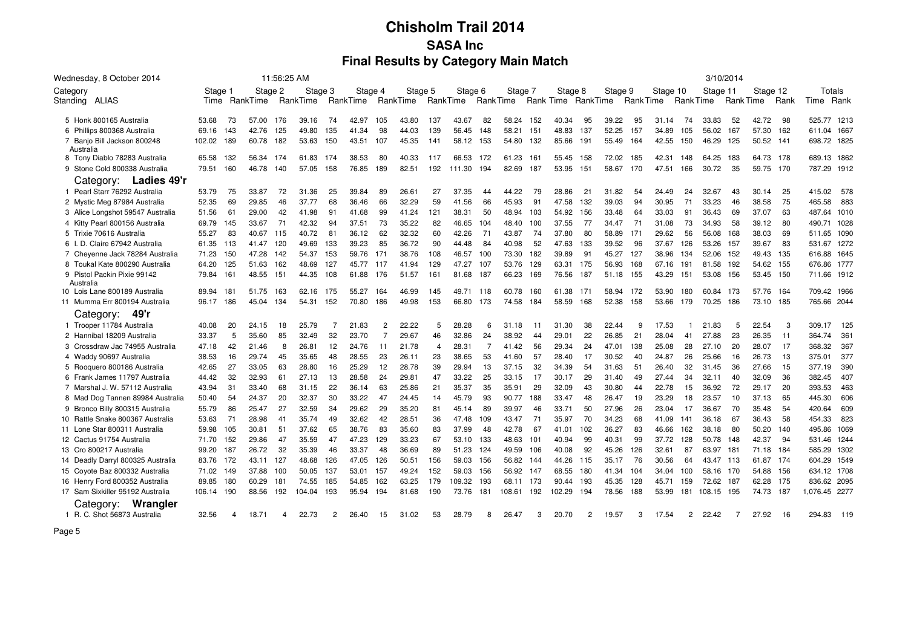# Chisholm Trail 2014

## SASA Inc

## Final Results by Category Main Match

Wednesday, 8 October 2014 11:56:25 AM 3/10/2014

| Category Standing ALIAS | Stage 1 Time | Rank | Stage 2 Time | Rank | Stage 3 Time | Rank | Stage 4 Time | Rank | Stage 5 Time | Rank | Stage 6 Time | Rank | Stage 7 Time | Rank | Stage 8 Time | Rank | Stage 9 Time | Rank | Stage 10 Time | Rank | Stage 11 Time | Rank | Stage 12 Time | Rank | Totals Time | Rank |
|---|---|---|---|---|---|---|---|---|---|---|---|---|---|---|---|---|---|---|---|---|---|---|---|---|---|---|
| 5 Honk 800165 Australia | 53.68 | 73 | 57.00 | 176 | 39.16 | 74 | 42.97 | 105 | 43.80 | 137 | 43.67 | 82 | 58.24 | 152 | 40.34 | 95 | 39.22 | 95 | 31.14 | 74 | 33.83 | 52 | 42.72 | 98 | 525.77 | 1213 |
| 6 Phillips 800368 Australia | 69.16 | 143 | 42.76 | 125 | 49.80 | 135 | 41.34 | 98 | 44.03 | 139 | 56.45 | 148 | 58.21 | 151 | 48.83 | 137 | 52.25 | 157 | 34.89 | 105 | 56.02 | 167 | 57.30 | 162 | 611.04 | 1667 |
| 7 Banjo Bill Jackson 800248 Australia | 102.02 | 189 | 60.78 | 182 | 53.63 | 150 | 43.51 | 107 | 45.35 | 141 | 58.12 | 153 | 54.80 | 132 | 85.66 | 191 | 55.49 | 164 | 42.55 | 150 | 46.29 | 125 | 50.52 | 141 | 698.72 | 1825 |
| 8 Tony Diablo 78283 Australia | 65.58 | 132 | 56.34 | 174 | 61.83 | 174 | 38.53 | 80 | 40.33 | 117 | 66.53 | 172 | 61.23 | 161 | 55.45 | 158 | 72.02 | 185 | 42.31 | 148 | 64.25 | 183 | 64.73 | 178 | 689.13 | 1862 |
| 9 Stone Cold 800338 Australia | 79.51 | 160 | 46.78 | 140 | 57.05 | 158 | 76.85 | 189 | 82.51 | 192 | 111.30 | 194 | 82.69 | 187 | 53.95 | 151 | 58.67 | 170 | 47.51 | 166 | 30.72 | 35 | 59.75 | 170 | 787.29 | 1912 |
| **Category: Ladies 49'r** | | | | | | | | | | | | | | | | | | | | | | | | | | |
| 1 Pearl Starr 76292 Australia | 53.79 | 75 | 33.87 | 72 | 31.36 | 25 | 39.84 | 89 | 26.61 | 27 | 37.35 | 44 | 44.22 | 79 | 28.86 | 21 | 31.82 | 54 | 24.49 | 24 | 32.67 | 43 | 30.14 | 25 | 415.02 | 578 |
| 2 Mystic Meg 87984 Australia | 52.35 | 69 | 29.85 | 46 | 37.77 | 68 | 36.46 | 66 | 32.29 | 59 | 41.56 | 66 | 45.93 | 91 | 47.58 | 132 | 39.03 | 94 | 30.95 | 71 | 33.23 | 46 | 38.58 | 75 | 465.58 | 883 |
| 3 Alice Longshot 59547 Australia | 51.56 | 61 | 29.00 | 42 | 41.98 | 91 | 41.68 | 99 | 41.24 | 121 | 38.31 | 50 | 48.94 | 103 | 54.92 | 156 | 33.48 | 64 | 33.03 | 91 | 36.43 | 69 | 37.07 | 63 | 487.64 | 1010 |
| 4 Kitty Pearl 800156 Australia | 69.79 | 145 | 33.67 | 71 | 42.32 | 94 | 37.51 | 73 | 35.22 | 82 | 46.65 | 104 | 48.40 | 100 | 37.55 | 77 | 34.47 | 71 | 31.08 | 73 | 34.93 | 58 | 39.12 | 80 | 490.71 | 1028 |
| 5 Trixie 70616 Australia | 55.27 | 83 | 40.67 | 115 | 40.72 | 81 | 36.12 | 62 | 32.32 | 60 | 42.26 | 71 | 43.87 | 74 | 37.80 | 80 | 58.89 | 171 | 29.62 | 56 | 56.08 | 168 | 38.03 | 69 | 511.65 | 1090 |
| 6 I. D. Claire 67942 Australia | 61.35 | 113 | 41.47 | 120 | 49.69 | 133 | 39.23 | 85 | 36.72 | 90 | 44.48 | 84 | 40.98 | 52 | 47.63 | 133 | 39.52 | 96 | 37.67 | 126 | 53.26 | 157 | 39.67 | 83 | 531.67 | 1272 |
| 7 Cheyenne Jack 78284 Australia | 71.23 | 150 | 47.28 | 142 | 54.37 | 153 | 59.76 | 171 | 38.76 | 108 | 46.57 | 100 | 73.30 | 182 | 39.89 | 91 | 45.27 | 127 | 38.96 | 134 | 52.06 | 152 | 49.43 | 135 | 616.88 | 1645 |
| 8 Toukal Kate 800290 Australia | 64.20 | 125 | 51.63 | 162 | 48.69 | 127 | 45.77 | 117 | 41.94 | 129 | 47.27 | 107 | 53.76 | 129 | 63.31 | 175 | 56.93 | 168 | 67.16 | 191 | 81.58 | 192 | 54.62 | 155 | 676.86 | 1777 |
| 9 Pistol Packin Pixie 99142 Australia | 79.84 | 161 | 48.55 | 151 | 44.35 | 108 | 61.88 | 176 | 51.57 | 161 | 81.68 | 187 | 66.23 | 169 | 76.56 | 187 | 51.18 | 155 | 43.29 | 151 | 53.08 | 156 | 53.45 | 150 | 711.66 | 1912 |
| 10 Lois Lane 800189 Australia | 89.94 | 181 | 51.75 | 163 | 62.16 | 175 | 55.27 | 164 | 46.99 | 145 | 49.71 | 118 | 60.78 | 160 | 61.38 | 171 | 58.94 | 172 | 53.90 | 180 | 60.84 | 173 | 57.76 | 164 | 709.42 | 1966 |
| 11 Mumma Err 800194 Australia | 96.17 | 186 | 45.04 | 134 | 54.31 | 152 | 70.80 | 186 | 49.98 | 153 | 66.80 | 173 | 74.58 | 184 | 58.59 | 168 | 52.38 | 158 | 53.66 | 179 | 70.25 | 186 | 73.10 | 185 | 765.66 | 2044 |
| **Category: 49'r** | | | | | | | | | | | | | | | | | | | | | | | | | | |
| 1 Trooper 11784 Australia | 40.08 | 20 | 24.15 | 18 | 25.79 | 7 | 21.83 | 2 | 22.22 | 5 | 28.28 | 6 | 31.18 | 11 | 31.30 | 38 | 22.44 | 9 | 17.53 | 1 | 21.83 | 5 | 22.54 | 3 | 309.17 | 125 |
| 2 Hannibal 18209 Australia | 33.37 | 5 | 35.60 | 85 | 32.49 | 32 | 23.70 | 7 | 29.67 | 46 | 32.86 | 24 | 38.92 | 44 | 29.01 | 22 | 26.85 | 21 | 28.04 | 41 | 27.88 | 23 | 26.35 | 11 | 364.74 | 361 |
| 3 Crossdraw Jac 74955 Australia | 47.18 | 42 | 21.46 | 8 | 26.81 | 12 | 24.76 | 11 | 21.78 | 4 | 28.31 | 7 | 41.42 | 56 | 29.34 | 24 | 47.01 | 138 | 25.08 | 28 | 27.10 | 20 | 28.07 | 17 | 368.32 | 367 |
| 4 Waddy 90697 Australia | 38.53 | 16 | 29.74 | 45 | 35.65 | 48 | 28.55 | 23 | 26.11 | 23 | 38.65 | 53 | 41.60 | 57 | 28.40 | 17 | 30.52 | 40 | 24.87 | 26 | 25.66 | 16 | 26.73 | 13 | 375.01 | 377 |
| 5 Rooquero 800186 Australia | 42.65 | 27 | 33.05 | 63 | 28.80 | 16 | 25.29 | 12 | 28.78 | 39 | 29.94 | 13 | 37.15 | 32 | 34.39 | 54 | 31.63 | 51 | 26.40 | 32 | 31.45 | 36 | 27.66 | 15 | 377.19 | 390 |
| 6 Frank James 11797 Australia | 44.42 | 32 | 32.93 | 61 | 27.13 | 13 | 28.58 | 24 | 29.81 | 47 | 33.22 | 25 | 33.15 | 17 | 30.17 | 29 | 31.40 | 49 | 27.44 | 34 | 32.11 | 40 | 32.09 | 36 | 382.45 | 407 |
| 7 Marshal J. W. 57112 Australia | 43.94 | 31 | 33.40 | 68 | 31.15 | 22 | 36.14 | 63 | 25.86 | 21 | 35.37 | 35 | 35.91 | 29 | 32.09 | 43 | 30.80 | 44 | 22.78 | 15 | 36.92 | 72 | 29.17 | 20 | 393.53 | 463 |
| 8 Mad Dog Tannen 89984 Australia | 50.40 | 54 | 24.37 | 20 | 32.37 | 30 | 33.22 | 47 | 24.45 | 14 | 45.79 | 93 | 90.77 | 188 | 33.47 | 48 | 26.47 | 19 | 23.29 | 18 | 23.57 | 10 | 37.13 | 65 | 445.30 | 606 |
| 9 Bronco Billy 800315 Australia | 55.79 | 86 | 25.47 | 27 | 32.59 | 34 | 29.62 | 29 | 35.20 | 81 | 45.14 | 89 | 39.97 | 46 | 33.71 | 50 | 27.96 | 26 | 23.04 | 17 | 36.67 | 70 | 35.48 | 54 | 420.64 | 609 |
| 10 Rattle Snake 800367 Australia | 53.63 | 71 | 28.98 | 41 | 35.74 | 49 | 32.62 | 42 | 28.51 | 36 | 47.48 | 109 | 43.47 | 71 | 35.97 | 70 | 34.23 | 68 | 41.09 | 141 | 36.18 | 67 | 36.43 | 58 | 454.33 | 823 |
| 11 Lone Star 800311 Australia | 59.98 | 105 | 30.81 | 51 | 37.62 | 65 | 38.76 | 83 | 35.60 | 83 | 37.99 | 48 | 42.78 | 67 | 41.01 | 102 | 36.27 | 83 | 46.66 | 162 | 38.18 | 80 | 50.20 | 140 | 495.86 | 1069 |
| 12 Cactus 91754 Australia | 71.70 | 152 | 29.86 | 47 | 35.59 | 47 | 47.23 | 129 | 33.23 | 67 | 53.10 | 133 | 48.63 | 101 | 40.94 | 99 | 40.31 | 99 | 37.72 | 128 | 50.78 | 148 | 42.37 | 94 | 531.46 | 1244 |
| 13 Cro 800217 Australia | 99.20 | 187 | 26.72 | 32 | 35.39 | 46 | 33.37 | 48 | 36.69 | 89 | 51.23 | 124 | 49.59 | 106 | 40.08 | 92 | 45.26 | 126 | 32.61 | 87 | 63.97 | 181 | 71.18 | 184 | 585.29 | 1302 |
| 14 Deadly Darryl 800325 Australia | 83.76 | 172 | 43.11 | 127 | 48.68 | 126 | 47.05 | 126 | 50.51 | 156 | 59.03 | 156 | 56.82 | 144 | 44.26 | 115 | 35.17 | 76 | 30.56 | 64 | 43.47 | 113 | 61.87 | 174 | 604.29 | 1549 |
| 15 Coyote Baz 800332 Australia | 71.02 | 149 | 37.88 | 100 | 50.05 | 137 | 53.01 | 157 | 49.24 | 152 | 59.03 | 156 | 56.92 | 147 | 68.55 | 180 | 41.34 | 104 | 34.04 | 100 | 58.16 | 170 | 54.88 | 156 | 634.12 | 1708 |
| 16 Henry Ford 800352 Australia | 89.85 | 180 | 60.29 | 181 | 74.55 | 185 | 54.85 | 162 | 63.25 | 179 | 109.32 | 193 | 68.11 | 173 | 90.44 | 193 | 45.35 | 128 | 45.71 | 159 | 72.62 | 187 | 62.28 | 175 | 836.62 | 2095 |
| 17 Sam Sixkiller 95192 Australia | 106.14 | 190 | 88.56 | 192 | 104.04 | 193 | 95.94 | 194 | 81.68 | 190 | 73.76 | 181 | 108.61 | 192 | 102.29 | 194 | 78.56 | 188 | 53.99 | 181 | 108.15 | 195 | 74.73 | 187 | 1,076.45 | 2277 |
| **Category: Wrangler** | | | | | | | | | | | | | | | | | | | | | | | | | | |
| 1 R. C. Shot 56873 Australia | 32.56 | 4 | 18.71 | 4 | 22.73 | 2 | 26.40 | 15 | 31.02 | 53 | 28.79 | 8 | 26.47 | 3 | 20.70 | 2 | 19.57 | 3 | 17.54 | 2 | 22.42 | 7 | 27.92 | 16 | 294.83 | 119 |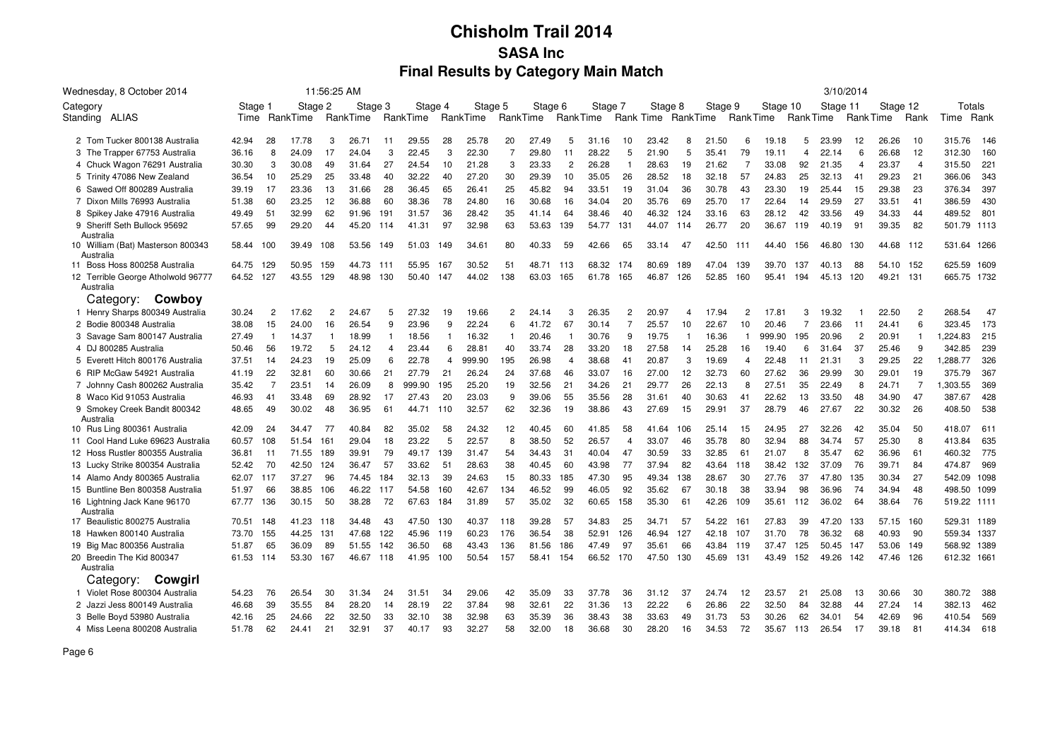# Chisholm Trail 2014

## SASA Inc

## Final Results by Category Main Match

Wednesday, 8 October 2014 11:56:25 AM 3/10/2014

| Category Standing ALIAS | Stage 1 Time | Rank | Stage 2 Time | Rank | Stage 3 Time | Rank | Stage 4 Time | Rank | Stage 5 Time | Rank | Stage 6 Time | Rank | Stage 7 Time | Rank | Stage 8 Time | Rank | Stage 9 Time | Rank | Stage 10 Time | Rank | Stage 11 Time | Rank | Stage 12 Time | Rank | Totals Time | Rank |
|---|---|---|---|---|---|---|---|---|---|---|---|---|---|---|---|---|---|---|---|---|---|---|---|---|---|---|
| 2 Tom Tucker 800138 Australia | 42.94 | 28 | 17.78 | 3 | 26.71 | 11 | 29.55 | 28 | 25.78 | 20 | 27.49 | 5 | 31.16 | 10 | 23.42 | 8 | 21.50 | 6 | 19.18 | 5 | 23.99 | 12 | 26.26 | 10 | 315.76 | 146 |
| 3 The Trapper 67753 Australia | 36.16 | 8 | 24.09 | 17 | 24.04 | 3 | 22.45 | 3 | 22.30 | 7 | 29.80 | 11 | 28.22 | 5 | 21.90 | 5 | 35.41 | 79 | 19.11 | 4 | 22.14 | 6 | 26.68 | 12 | 312.30 | 160 |
| 4 Chuck Wagon 76291 Australia | 30.30 | 3 | 30.08 | 49 | 31.64 | 27 | 24.54 | 10 | 21.28 | 3 | 23.33 | 2 | 26.28 | 1 | 28.63 | 19 | 21.62 | 7 | 33.08 | 92 | 21.35 | 4 | 23.37 | 4 | 315.50 | 221 |
| 5 Trinity 47086 New Zealand | 36.54 | 10 | 25.29 | 25 | 33.48 | 40 | 32.22 | 40 | 27.20 | 30 | 29.39 | 10 | 35.05 | 26 | 28.52 | 18 | 32.18 | 57 | 24.83 | 25 | 32.13 | 41 | 29.23 | 21 | 366.06 | 343 |
| 6 Sawed Off 800289 Australia | 39.19 | 17 | 23.36 | 13 | 31.66 | 28 | 36.45 | 65 | 26.41 | 25 | 45.82 | 94 | 33.51 | 19 | 31.04 | 36 | 30.78 | 43 | 23.30 | 19 | 25.44 | 15 | 29.38 | 23 | 376.34 | 397 |
| 7 Dixon Mills 76993 Australia | 51.38 | 60 | 23.25 | 12 | 36.88 | 60 | 38.36 | 78 | 24.80 | 16 | 30.68 | 16 | 34.04 | 20 | 35.76 | 69 | 25.70 | 17 | 22.64 | 14 | 29.59 | 27 | 33.51 | 41 | 386.59 | 430 |
| 8 Spikey Jake 47916 Australia | 49.49 | 51 | 32.99 | 62 | 91.96 | 191 | 31.57 | 36 | 28.42 | 35 | 41.14 | 64 | 38.46 | 40 | 46.32 | 124 | 33.16 | 63 | 28.12 | 42 | 33.56 | 49 | 34.33 | 44 | 489.52 | 801 |
| 9 Sheriff Seth Bullock 95692 Australia | 57.65 | 99 | 29.20 | 44 | 45.20 | 114 | 41.31 | 97 | 32.98 | 63 | 53.63 | 139 | 54.77 | 131 | 44.07 | 114 | 26.77 | 20 | 36.67 | 119 | 40.19 | 91 | 39.35 | 82 | 501.79 | 1113 |
| 10 William (Bat) Masterson 800343 Australia | 58.44 | 100 | 39.49 | 108 | 53.56 | 149 | 51.03 | 149 | 34.61 | 80 | 40.33 | 59 | 42.66 | 65 | 33.14 | 47 | 42.50 | 111 | 44.40 | 156 | 46.80 | 130 | 44.68 | 112 | 531.64 | 1266 |
| 11 Boss Hoss 800258 Australia | 64.75 | 129 | 50.95 | 159 | 44.73 | 111 | 55.95 | 167 | 30.52 | 51 | 48.71 | 113 | 68.32 | 174 | 80.69 | 189 | 47.04 | 139 | 39.70 | 137 | 40.13 | 88 | 54.10 | 152 | 625.59 | 1609 |
| 12 Terrible George Atholwold 96777 Australia | 64.52 | 127 | 43.55 | 129 | 48.98 | 130 | 50.40 | 147 | 44.02 | 138 | 63.03 | 165 | 61.78 | 165 | 46.87 | 126 | 52.85 | 160 | 95.41 | 194 | 45.13 | 120 | 49.21 | 131 | 665.75 | 1732 |
| Category: **Cowboy** | | | | | | | | | | | | | | | | | | | | | | | | | | |
| 1 Henry Sharps 800349 Australia | 30.24 | 2 | 17.62 | 2 | 24.67 | 5 | 27.32 | 19 | 19.66 | 2 | 24.14 | 3 | 26.35 | 2 | 20.97 | 4 | 17.94 | 2 | 17.81 | 3 | 19.32 | 1 | 22.50 | 2 | 268.54 | 47 |
| 2 Bodie 800348 Australia | 38.08 | 15 | 24.00 | 16 | 26.54 | 9 | 23.96 | 9 | 22.24 | 6 | 41.72 | 67 | 30.14 | 7 | 25.57 | 10 | 22.67 | 10 | 20.46 | 7 | 23.66 | 11 | 24.41 | 6 | 323.45 | 173 |
| 3 Savage Sam 800147 Australia | 27.49 | 1 | 14.37 | 1 | 18.99 | 1 | 18.56 | 1 | 16.32 | 1 | 20.46 | 1 | 30.76 | 9 | 19.75 | 1 | 16.36 | 1 | 999.90 | 195 | 20.96 | 2 | 20.91 | 1 | 1,224.83 | 215 |
| 4 DJ 800285 Australia | 50.46 | 56 | 19.72 | 5 | 24.12 | 4 | 23.44 | 6 | 28.81 | 40 | 33.74 | 28 | 33.20 | 18 | 27.58 | 14 | 25.28 | 16 | 19.40 | 6 | 31.64 | 37 | 25.46 | 9 | 342.85 | 239 |
| 5 Everett Hitch 800176 Australia | 37.51 | 14 | 24.23 | 19 | 25.09 | 6 | 22.78 | 4 | 999.90 | 195 | 26.98 | 4 | 38.68 | 41 | 20.87 | 3 | 19.69 | 4 | 22.48 | 11 | 21.31 | 3 | 29.25 | 22 | 1,288.77 | 326 |
| 6 RIP McGaw 54921 Australia | 41.19 | 22 | 32.81 | 60 | 30.66 | 21 | 27.79 | 21 | 26.24 | 24 | 37.68 | 46 | 33.07 | 16 | 27.00 | 12 | 32.73 | 60 | 27.62 | 36 | 29.99 | 30 | 29.01 | 19 | 375.79 | 367 |
| 7 Johnny Cash 800262 Australia | 35.42 | 7 | 23.51 | 14 | 26.09 | 8 | 999.90 | 195 | 25.20 | 19 | 32.56 | 21 | 34.26 | 21 | 29.77 | 26 | 22.13 | 8 | 27.51 | 35 | 22.49 | 8 | 24.71 | 7 | 1,303.55 | 369 |
| 8 Waco Kid 91053 Australia | 46.93 | 41 | 33.48 | 69 | 28.92 | 17 | 27.43 | 20 | 23.03 | 9 | 39.06 | 55 | 35.56 | 28 | 31.61 | 40 | 30.63 | 41 | 22.62 | 13 | 33.50 | 48 | 34.90 | 47 | 387.67 | 428 |
| 9 Smokey Creek Bandit 800342 Australia | 48.65 | 49 | 30.02 | 48 | 36.95 | 61 | 44.71 | 110 | 32.57 | 62 | 32.36 | 19 | 38.86 | 43 | 27.69 | 15 | 29.91 | 37 | 28.79 | 46 | 27.67 | 22 | 30.32 | 26 | 408.50 | 538 |
| 10 Rus Ling 800361 Australia | 42.09 | 24 | 34.47 | 77 | 40.84 | 82 | 35.02 | 58 | 24.32 | 12 | 40.45 | 60 | 41.85 | 58 | 41.64 | 106 | 25.14 | 15 | 24.95 | 27 | 32.26 | 42 | 35.04 | 50 | 418.07 | 611 |
| 11 Cool Hand Luke 69623 Australia | 60.57 | 108 | 51.54 | 161 | 29.04 | 18 | 23.22 | 5 | 22.57 | 8 | 38.50 | 52 | 26.57 | 4 | 33.07 | 46 | 35.78 | 80 | 32.94 | 88 | 34.74 | 57 | 25.30 | 8 | 413.84 | 635 |
| 12 Hoss Rustler 800355 Australia | 36.81 | 11 | 71.55 | 189 | 39.91 | 79 | 49.17 | 139 | 31.47 | 54 | 34.43 | 31 | 40.04 | 47 | 30.59 | 33 | 32.85 | 61 | 21.07 | 8 | 35.47 | 62 | 36.96 | 61 | 460.32 | 775 |
| 13 Lucky Strike 800354 Australia | 52.42 | 70 | 42.50 | 124 | 36.47 | 57 | 33.62 | 51 | 28.63 | 38 | 40.45 | 60 | 43.98 | 77 | 37.94 | 82 | 43.64 | 118 | 38.42 | 132 | 37.09 | 76 | 39.71 | 84 | 474.87 | 969 |
| 14 Alamo Andy 800365 Australia | 62.07 | 117 | 37.27 | 96 | 74.45 | 184 | 32.13 | 39 | 24.63 | 15 | 80.33 | 185 | 47.30 | 95 | 49.34 | 138 | 28.67 | 30 | 27.76 | 37 | 47.80 | 135 | 30.34 | 27 | 542.09 | 1098 |
| 15 Buntline Ben 800358 Australia | 51.97 | 66 | 38.85 | 106 | 46.22 | 117 | 54.58 | 160 | 42.67 | 134 | 46.52 | 99 | 46.05 | 92 | 35.62 | 67 | 30.18 | 38 | 33.94 | 98 | 36.96 | 74 | 34.94 | 48 | 498.50 | 1099 |
| 16 Lightning Jack Kane 96170 Australia | 67.77 | 136 | 30.15 | 50 | 38.28 | 72 | 67.63 | 184 | 31.89 | 57 | 35.02 | 32 | 60.65 | 158 | 35.30 | 61 | 42.26 | 109 | 35.61 | 112 | 36.02 | 64 | 38.64 | 76 | 519.22 | 1111 |
| 17 Beaulistic 800275 Australia | 70.51 | 148 | 41.23 | 118 | 34.48 | 43 | 47.50 | 130 | 40.37 | 118 | 39.28 | 57 | 34.83 | 25 | 34.71 | 57 | 54.22 | 161 | 27.83 | 39 | 47.20 | 133 | 57.15 | 160 | 529.31 | 1189 |
| 18 Hawken 800140 Australia | 73.70 | 155 | 44.25 | 131 | 47.68 | 122 | 45.96 | 119 | 60.23 | 176 | 36.54 | 38 | 52.91 | 126 | 46.94 | 127 | 42.18 | 107 | 31.70 | 78 | 36.32 | 68 | 40.93 | 90 | 559.34 | 1337 |
| 19 Big Mac 800356 Australia | 51.87 | 65 | 36.09 | 89 | 51.55 | 142 | 36.50 | 68 | 43.43 | 136 | 81.56 | 186 | 47.49 | 97 | 35.61 | 66 | 43.84 | 119 | 37.47 | 125 | 50.45 | 147 | 53.06 | 149 | 568.92 | 1389 |
| 20 Breedin The Kid 800347 Australia | 61.53 | 114 | 53.30 | 167 | 46.67 | 118 | 41.95 | 100 | 50.54 | 157 | 58.41 | 154 | 66.52 | 170 | 47.50 | 130 | 45.69 | 131 | 43.49 | 152 | 49.26 | 142 | 47.46 | 126 | 612.32 | 1661 |
| Category: **Cowgirl** | | | | | | | | | | | | | | | | | | | | | | | | | | |
| 1 Violet Rose 800304 Australia | 54.23 | 76 | 26.54 | 30 | 31.34 | 24 | 31.51 | 34 | 29.06 | 42 | 35.09 | 33 | 37.78 | 36 | 31.12 | 37 | 24.74 | 12 | 23.57 | 21 | 25.08 | 13 | 30.66 | 30 | 380.72 | 388 |
| 2 Jazzi Jess 800149 Australia | 46.68 | 39 | 35.55 | 84 | 28.20 | 14 | 28.19 | 22 | 37.84 | 98 | 32.61 | 22 | 31.36 | 13 | 22.22 | 6 | 26.86 | 22 | 32.50 | 84 | 32.88 | 44 | 27.24 | 14 | 382.13 | 462 |
| 3 Belle Boyd 53980 Australia | 42.16 | 25 | 24.66 | 22 | 32.50 | 33 | 32.10 | 38 | 32.98 | 63 | 35.39 | 36 | 38.43 | 38 | 33.63 | 49 | 31.73 | 53 | 30.26 | 62 | 34.01 | 54 | 42.69 | 96 | 410.54 | 569 |
| 4 Miss Leena 800208 Australia | 51.78 | 62 | 24.41 | 21 | 32.91 | 37 | 40.17 | 93 | 32.27 | 58 | 32.00 | 18 | 36.68 | 30 | 28.20 | 16 | 34.53 | 72 | 35.67 | 113 | 26.54 | 17 | 39.18 | 81 | 414.34 | 618 |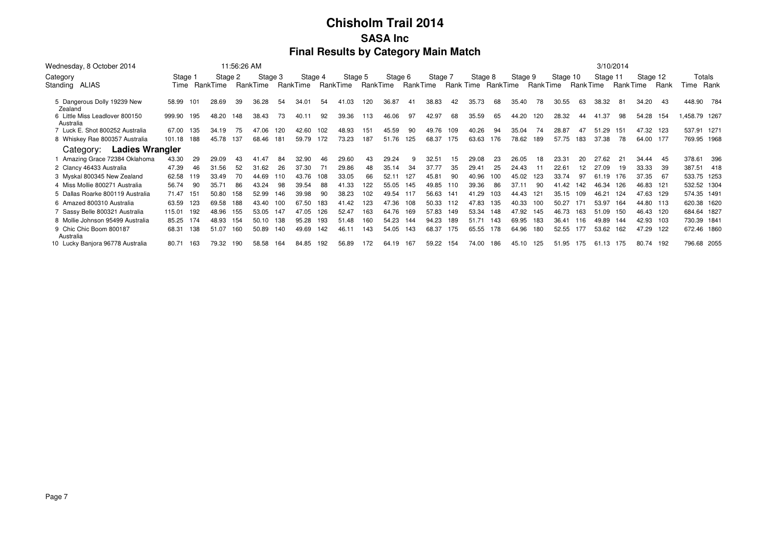# Chisholm Trail 2014

## SASA Inc

## Final Results by Category Main Match

Wednesday, 8 October 2014 11:56:26 AM 3/10/2014

| Category Standing ALIAS | Stage 1 Time | Rank | Stage 2 Time | Rank | Stage 3 Time | Rank | Stage 4 Time | Rank | Stage 5 Time | Rank | Stage 6 Time | Rank | Stage 7 Time | Rank | Stage 8 Time | Rank | Stage 9 Time | Rank | Stage 10 Time | Rank | Stage 11 Time | Rank | Stage 12 Time | Rank | Totals Time | Rank |
|---|---|---|---|---|---|---|---|---|---|---|---|---|---|---|---|---|---|---|---|---|---|---|---|---|---|---|
| 5 Dangerous Dolly 19239 New Zealand | 58.99 | 101 | 28.69 | 39 | 36.28 | 54 | 34.01 | 54 | 41.03 | 120 | 36.87 | 41 | 38.83 | 42 | 35.73 | 68 | 35.40 | 78 | 30.55 | 63 | 38.32 | 81 | 34.20 | 43 | 448.90 | 784 |
| 6 Little Miss Leadlover 800150 Australia | 999.90 | 195 | 48.20 | 148 | 38.43 | 73 | 40.11 | 92 | 39.36 | 113 | 46.06 | 97 | 42.97 | 68 | 35.59 | 65 | 44.20 | 120 | 28.32 | 44 | 41.37 | 98 | 54.28 | 154 | 1,458.79 | 1267 |
| 7 Luck E. Shot 800252 Australia | 67.00 | 135 | 34.19 | 75 | 47.06 | 120 | 42.60 | 102 | 48.93 | 151 | 45.59 | 90 | 49.76 | 109 | 40.26 | 94 | 35.04 | 74 | 28.87 | 47 | 51.29 | 151 | 47.32 | 123 | 537.91 | 1271 |
| 8 Whiskey Rae 800357 Australia | 101.18 | 188 | 45.78 | 137 | 68.46 | 181 | 59.79 | 172 | 73.23 | 187 | 51.76 | 125 | 68.37 | 175 | 63.63 | 176 | 78.62 | 189 | 57.75 | 183 | 37.38 | 78 | 64.00 | 177 | 769.95 | 1968 |
| Category: **Ladies Wrangler** | | | | | | | | | | | | | | | | | | | | | | | | | | |
| 1 Amazing Grace 72384 Oklahoma | 43.30 | 29 | 29.09 | 43 | 41.47 | 84 | 32.90 | 46 | 29.60 | 43 | 29.24 | 9 | 32.51 | 15 | 29.08 | 23 | 26.05 | 18 | 23.31 | 20 | 27.62 | 21 | 34.44 | 45 | 378.61 | 396 |
| 2 Clancy 46433 Australia | 47.39 | 46 | 31.56 | 52 | 31.62 | 26 | 37.30 | 71 | 29.86 | 48 | 35.14 | 34 | 37.77 | 35 | 29.41 | 25 | 24.43 | 11 | 22.61 | 12 | 27.09 | 19 | 33.33 | 39 | 387.51 | 418 |
| 3 Myskal 800345 New Zealand | 62.58 | 119 | 33.49 | 70 | 44.69 | 110 | 43.76 | 108 | 33.05 | 66 | 52.11 | 127 | 45.81 | 90 | 40.96 | 100 | 45.02 | 123 | 33.74 | 97 | 61.19 | 176 | 37.35 | 67 | 533.75 | 1253 |
| 4 Miss Mollie 800271 Australia | 56.74 | 90 | 35.71 | 86 | 43.24 | 98 | 39.54 | 88 | 41.33 | 122 | 55.05 | 145 | 49.85 | 110 | 39.36 | 86 | 37.11 | 90 | 41.42 | 142 | 46.34 | 126 | 46.83 | 121 | 532.52 | 1304 |
| 5 Dallas Roarke 800119 Australia | 71.47 | 151 | 50.80 | 158 | 52.99 | 146 | 39.98 | 90 | 38.23 | 102 | 49.54 | 117 | 56.63 | 141 | 41.29 | 103 | 44.43 | 121 | 35.15 | 109 | 46.21 | 124 | 47.63 | 129 | 574.35 | 1491 |
| 6 Amazed 800310 Australia | 63.59 | 123 | 69.58 | 188 | 43.40 | 100 | 67.50 | 183 | 41.42 | 123 | 47.36 | 108 | 50.33 | 112 | 47.83 | 135 | 40.33 | 100 | 50.27 | 171 | 53.97 | 164 | 44.80 | 113 | 620.38 | 1620 |
| 7 Sassy Belle 800321 Australia | 115.01 | 192 | 48.96 | 155 | 53.05 | 147 | 47.05 | 126 | 52.47 | 163 | 64.76 | 169 | 57.83 | 149 | 53.34 | 148 | 47.92 | 145 | 46.73 | 163 | 51.09 | 150 | 46.43 | 120 | 684.64 | 1827 |
| 8 Mollie Johnson 95499 Australia | 85.25 | 174 | 48.93 | 154 | 50.10 | 138 | 95.28 | 193 | 51.48 | 160 | 54.23 | 144 | 94.23 | 189 | 51.71 | 143 | 69.95 | 183 | 36.41 | 116 | 49.89 | 144 | 42.93 | 103 | 730.39 | 1841 |
| 9 Chic Chic Boom 800187 Australia | 68.31 | 138 | 51.07 | 160 | 50.89 | 140 | 49.69 | 142 | 46.11 | 143 | 54.05 | 143 | 68.37 | 175 | 65.55 | 178 | 64.96 | 180 | 52.55 | 177 | 53.62 | 162 | 47.29 | 122 | 672.46 | 1860 |
| 10 Lucky Banjora 96778 Australia | 80.71 | 163 | 79.32 | 190 | 58.58 | 164 | 84.85 | 192 | 56.89 | 172 | 64.19 | 167 | 59.22 | 154 | 74.00 | 186 | 45.10 | 125 | 51.95 | 175 | 61.13 | 175 | 80.74 | 192 | 796.68 | 2055 |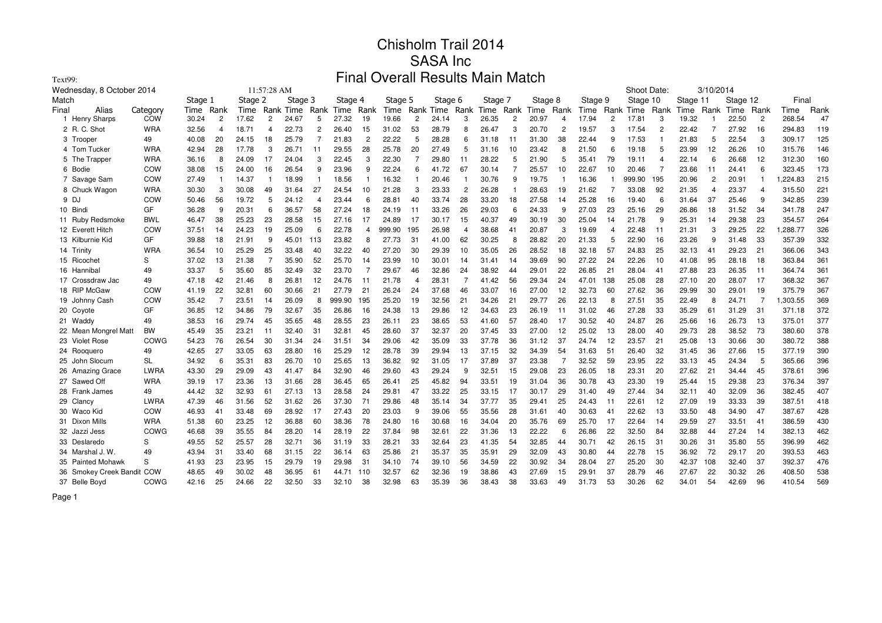# Chisholm Trail 2014
## SASA Inc
## Final Overall Results Main Match

Text99:

Wednesday, 8 October 2014 11:57:28 AM Shoot Date: 3/10/2014

| Match | | | Stage 1 | | Stage 2 | | Stage 3 | | Stage 4 | | Stage 5 | | Stage 6 | | Stage 7 | | Stage 8 | | Stage 9 | | Stage 10 | | Stage 11 | | Stage 12 | | Final | |
|---|---|---|---|---|---|---|---|---|---|---|---|---|---|---|---|---|---|---|---|---|---|---|---|---|---|---|---|---|
| Final | Alias | Category | Time | Rank | Time | Rank | Time | Rank | Time | Rank | Time | Rank | Time | Rank | Time | Rank | Time | Rank | Time | Rank | Time | Rank | Time | Rank | Time | Rank | Time | Rank |
| 1 | Henry Sharps | COW | 30.24 | 2 | 17.62 | 2 | 24.67 | 5 | 27.32 | 19 | 19.66 | 2 | 24.14 | 3 | 26.35 | 2 | 20.97 | 4 | 17.94 | 2 | 17.81 | 3 | 19.32 | 1 | 22.50 | 2 | 268.54 | 47 |
| 2 | R. C. Shot | WRA | 32.56 | 4 | 18.71 | 4 | 22.73 | 2 | 26.40 | 15 | 31.02 | 53 | 28.79 | 8 | 26.47 | 3 | 20.70 | 2 | 19.57 | 3 | 17.54 | 2 | 22.42 | 7 | 27.92 | 16 | 294.83 | 119 |
| 3 | Trooper | 49 | 40.08 | 20 | 24.15 | 18 | 25.79 | 7 | 21.83 | 2 | 22.22 | 5 | 28.28 | 6 | 31.18 | 11 | 31.30 | 38 | 22.44 | 9 | 17.53 | 1 | 21.83 | 5 | 22.54 | 3 | 309.17 | 125 |
| 4 | Tom Tucker | WRA | 42.94 | 28 | 17.78 | 3 | 26.71 | 11 | 29.55 | 28 | 25.78 | 20 | 27.49 | 5 | 31.16 | 10 | 23.42 | 8 | 21.50 | 6 | 19.18 | 5 | 23.99 | 12 | 26.26 | 10 | 315.76 | 146 |
| 5 | The Trapper | WRA | 36.16 | 8 | 24.09 | 17 | 24.04 | 3 | 22.45 | 3 | 22.30 | 7 | 29.80 | 11 | 28.22 | 5 | 21.90 | 5 | 35.41 | 79 | 19.11 | 4 | 22.14 | 6 | 26.68 | 12 | 312.30 | 160 |
| 6 | Bodie | COW | 38.08 | 15 | 24.00 | 16 | 26.54 | 9 | 23.96 | 9 | 22.24 | 6 | 41.72 | 67 | 30.14 | 7 | 25.57 | 10 | 22.67 | 10 | 20.46 | 7 | 23.66 | 11 | 24.41 | 6 | 323.45 | 173 |
| 7 | Savage Sam | COW | 27.49 | 1 | 14.37 | 1 | 18.99 | 1 | 18.56 | 1 | 16.32 | 1 | 20.46 | 1 | 30.76 | 9 | 19.75 | 1 | 16.36 | 1 | 999.90 | 195 | 20.96 | 2 | 20.91 | 1 | 1,224.83 | 215 |
| 8 | Chuck Wagon | WRA | 30.30 | 3 | 30.08 | 49 | 31.64 | 27 | 24.54 | 10 | 21.28 | 3 | 23.33 | 2 | 26.28 | 1 | 28.63 | 19 | 21.62 | 7 | 33.08 | 92 | 21.35 | 4 | 23.37 | 4 | 315.50 | 221 |
| 9 | DJ | COW | 50.46 | 56 | 19.72 | 5 | 24.12 | 4 | 23.44 | 6 | 28.81 | 40 | 33.74 | 28 | 33.20 | 18 | 27.58 | 14 | 25.28 | 16 | 19.40 | 6 | 31.64 | 37 | 25.46 | 9 | 342.85 | 239 |
| 10 | Bindi | GF | 36.28 | 9 | 20.31 | 6 | 36.57 | 58 | 27.24 | 18 | 24.19 | 11 | 33.26 | 26 | 29.03 | 6 | 24.33 | 9 | 27.03 | 23 | 25.16 | 29 | 26.86 | 18 | 31.52 | 34 | 341.78 | 247 |
| 11 | Ruby Redsmoke | BWL | 46.47 | 38 | 25.23 | 23 | 28.58 | 15 | 27.16 | 17 | 24.89 | 17 | 30.17 | 15 | 40.37 | 49 | 30.19 | 30 | 25.04 | 14 | 21.78 | 9 | 25.31 | 14 | 29.38 | 23 | 354.57 | 264 |
| 12 | Everett Hitch | COW | 37.51 | 14 | 24.23 | 19 | 25.09 | 6 | 22.78 | 4 | 999.90 | 195 | 26.98 | 4 | 38.68 | 41 | 20.87 | 3 | 19.69 | 4 | 22.48 | 11 | 21.31 | 3 | 29.25 | 22 | 1,288.77 | 326 |
| 13 | Kilburnie Kid | GF | 39.88 | 18 | 21.91 | 9 | 45.01 | 113 | 23.82 | 8 | 27.73 | 31 | 41.00 | 62 | 30.25 | 8 | 28.82 | 20 | 21.33 | 5 | 22.90 | 16 | 23.26 | 9 | 31.48 | 33 | 357.39 | 332 |
| 14 | Trinity | WRA | 36.54 | 10 | 25.29 | 25 | 33.48 | 40 | 32.22 | 40 | 27.20 | 30 | 29.39 | 10 | 35.05 | 26 | 28.52 | 18 | 32.18 | 57 | 24.83 | 25 | 32.13 | 41 | 29.23 | 21 | 366.06 | 343 |
| 15 | Ricochet | S | 37.02 | 13 | 21.38 | 7 | 35.90 | 52 | 25.70 | 14 | 23.99 | 10 | 30.01 | 14 | 31.41 | 14 | 39.69 | 90 | 27.22 | 24 | 22.26 | 10 | 41.08 | 95 | 28.18 | 18 | 363.84 | 361 |
| 16 | Hannibal | 49 | 33.37 | 5 | 35.60 | 85 | 32.49 | 32 | 23.70 | 7 | 29.67 | 46 | 32.86 | 24 | 38.92 | 44 | 29.01 | 22 | 26.85 | 21 | 28.04 | 41 | 27.88 | 23 | 26.35 | 11 | 364.74 | 361 |
| 17 | Crossdraw Jac | 49 | 47.18 | 42 | 21.46 | 8 | 26.81 | 12 | 24.76 | 11 | 21.78 | 4 | 28.31 | 7 | 41.42 | 56 | 29.34 | 24 | 47.01 | 138 | 25.08 | 28 | 27.10 | 20 | 28.07 | 17 | 368.32 | 367 |
| 18 | RIP McGaw | COW | 41.19 | 22 | 32.81 | 60 | 30.66 | 21 | 27.79 | 21 | 26.24 | 24 | 37.68 | 46 | 33.07 | 16 | 27.00 | 12 | 32.73 | 60 | 27.62 | 36 | 29.99 | 30 | 29.01 | 19 | 375.79 | 367 |
| 19 | Johnny Cash | COW | 35.42 | 7 | 23.51 | 14 | 26.09 | 8 | 999.90 | 195 | 25.20 | 19 | 32.56 | 21 | 34.26 | 21 | 29.77 | 26 | 22.13 | 8 | 27.51 | 35 | 22.49 | 8 | 24.71 | 7 | 1,303.55 | 369 |
| 20 | Coyote | GF | 36.85 | 12 | 34.86 | 79 | 32.67 | 35 | 26.86 | 16 | 24.38 | 13 | 29.86 | 12 | 34.63 | 23 | 26.19 | 11 | 31.02 | 46 | 27.28 | 33 | 35.29 | 61 | 31.29 | 31 | 371.18 | 372 |
| 21 | Waddy | 49 | 38.53 | 16 | 29.74 | 45 | 35.65 | 48 | 28.55 | 23 | 26.11 | 23 | 38.65 | 53 | 41.60 | 57 | 28.40 | 17 | 30.52 | 40 | 24.87 | 26 | 25.66 | 16 | 26.73 | 13 | 375.01 | 377 |
| 22 | Mean Mongrel Matt | BW | 45.49 | 35 | 23.21 | 11 | 32.40 | 31 | 32.81 | 45 | 28.60 | 37 | 32.37 | 20 | 37.45 | 33 | 27.00 | 12 | 25.02 | 13 | 28.00 | 40 | 29.73 | 28 | 38.52 | 73 | 380.60 | 378 |
| 23 | Violet Rose | COWG | 54.23 | 76 | 26.54 | 30 | 31.34 | 24 | 31.51 | 34 | 29.06 | 42 | 35.09 | 33 | 37.78 | 36 | 31.12 | 37 | 24.74 | 12 | 23.57 | 21 | 25.08 | 13 | 30.66 | 30 | 380.72 | 388 |
| 24 | Rooquero | 49 | 42.65 | 27 | 33.05 | 63 | 28.80 | 16 | 25.29 | 12 | 28.78 | 39 | 29.94 | 13 | 37.15 | 32 | 34.39 | 54 | 31.63 | 51 | 26.40 | 32 | 31.45 | 36 | 27.66 | 15 | 377.19 | 390 |
| 25 | John Slocum | SL | 34.92 | 6 | 35.31 | 83 | 26.70 | 10 | 25.65 | 13 | 36.82 | 92 | 31.05 | 17 | 37.89 | 37 | 23.38 | 7 | 32.52 | 59 | 23.95 | 22 | 33.13 | 45 | 24.34 | 5 | 365.66 | 396 |
| 26 | Amazing Grace | LWRA | 43.30 | 29 | 29.09 | 43 | 41.47 | 84 | 32.90 | 46 | 29.60 | 43 | 29.24 | 9 | 32.51 | 15 | 29.08 | 23 | 26.05 | 18 | 23.31 | 20 | 27.62 | 21 | 34.44 | 45 | 378.61 | 396 |
| 27 | Sawed Off | WRA | 39.19 | 17 | 23.36 | 13 | 31.66 | 28 | 36.45 | 65 | 26.41 | 25 | 45.82 | 94 | 33.51 | 19 | 31.04 | 36 | 30.78 | 43 | 23.30 | 19 | 25.44 | 15 | 29.38 | 23 | 376.34 | 397 |
| 28 | Frank James | 49 | 44.42 | 32 | 32.93 | 61 | 27.13 | 13 | 28.58 | 24 | 29.81 | 47 | 33.22 | 25 | 33.15 | 17 | 30.17 | 29 | 31.40 | 49 | 27.44 | 34 | 32.11 | 40 | 32.09 | 36 | 382.45 | 407 |
| 29 | Clancy | LWRA | 47.39 | 46 | 31.56 | 52 | 31.62 | 26 | 37.30 | 71 | 29.86 | 48 | 35.14 | 34 | 37.77 | 35 | 29.41 | 25 | 24.43 | 11 | 22.61 | 12 | 27.09 | 19 | 33.33 | 39 | 387.51 | 418 |
| 30 | Waco Kid | COW | 46.93 | 41 | 33.48 | 69 | 28.92 | 17 | 27.43 | 20 | 23.03 | 9 | 39.06 | 55 | 35.56 | 28 | 31.61 | 40 | 30.63 | 41 | 22.62 | 13 | 33.50 | 48 | 34.90 | 47 | 387.67 | 428 |
| 31 | Dixon Mills | WRA | 51.38 | 60 | 23.25 | 12 | 36.88 | 60 | 38.36 | 78 | 24.80 | 16 | 30.68 | 16 | 34.04 | 20 | 35.76 | 69 | 25.70 | 17 | 22.64 | 14 | 29.59 | 27 | 33.51 | 41 | 386.59 | 430 |
| 32 | Jazzi Jess | COWG | 46.68 | 39 | 35.55 | 84 | 28.20 | 14 | 28.19 | 22 | 37.84 | 98 | 32.61 | 22 | 31.36 | 13 | 22.22 | 6 | 26.86 | 22 | 32.50 | 84 | 32.88 | 44 | 27.24 | 14 | 382.13 | 462 |
| 33 | Deslaredo | S | 49.55 | 52 | 25.57 | 28 | 32.71 | 36 | 31.19 | 33 | 28.21 | 33 | 32.64 | 23 | 41.35 | 54 | 32.85 | 44 | 30.71 | 42 | 26.15 | 31 | 30.26 | 31 | 35.80 | 55 | 396.99 | 462 |
| 34 | Marshal J. W. | 49 | 43.94 | 31 | 33.40 | 68 | 31.15 | 22 | 36.14 | 63 | 25.86 | 21 | 35.37 | 35 | 35.91 | 29 | 32.09 | 43 | 30.80 | 44 | 22.78 | 15 | 36.92 | 72 | 29.17 | 20 | 393.53 | 463 |
| 35 | Painted Mohawk | S | 41.93 | 23 | 23.95 | 15 | 29.79 | 19 | 29.98 | 31 | 34.10 | 74 | 39.10 | 56 | 34.59 | 22 | 30.92 | 34 | 28.04 | 27 | 25.20 | 30 | 42.37 | 108 | 32.40 | 37 | 392.37 | 476 |
| 36 | Smokey Creek Bandit | COW | 48.65 | 49 | 30.02 | 48 | 36.95 | 61 | 44.71 | 110 | 32.57 | 62 | 32.36 | 19 | 38.86 | 43 | 27.69 | 15 | 29.91 | 37 | 28.79 | 46 | 27.67 | 22 | 30.32 | 26 | 408.50 | 538 |
| 37 | Belle Boyd | COWG | 42.16 | 25 | 24.66 | 22 | 32.50 | 33 | 32.10 | 38 | 32.98 | 63 | 35.39 | 36 | 38.43 | 38 | 33.63 | 49 | 31.73 | 53 | 30.26 | 62 | 34.01 | 54 | 42.69 | 96 | 410.54 | 569 |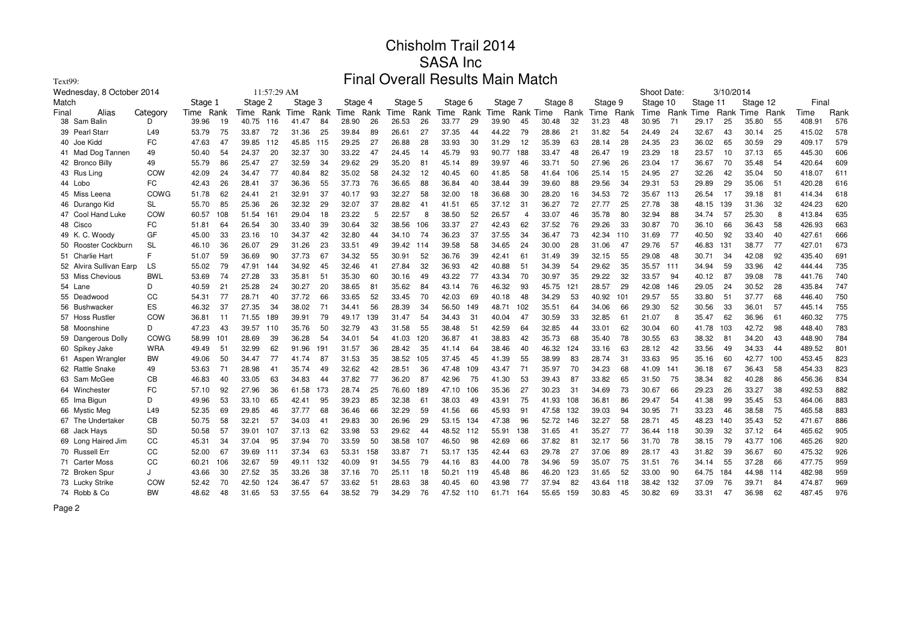# Chisholm Trail 2014
## SASA Inc
## Final Overall Results Main Match

Text99:

Wednesday, 8 October 2014 11:57:29 AM

Shoot Date: 3/10/2014

| Match Final | Alias | Category | Stage 1 Time | Rank | Stage 2 Time | Rank | Stage 3 Time | Rank | Stage 4 Time | Rank | Stage 5 Time | Rank | Stage 6 Time | Rank | Stage 7 Time | Rank | Stage 8 Time | Rank | Stage 9 Time | Rank | Stage 10 Time | Rank | Stage 11 Time | Rank | Stage 12 Time | Rank | Final Time | Rank |
|---|---|---|---|---|---|---|---|---|---|---|---|---|---|---|---|---|---|---|---|---|---|---|---|---|---|---|---|---|
| 38 | Sam Balin | D | 39.96 | 19 | 40.75 | 116 | 41.47 | 84 | 28.90 | 26 | 26.53 | 26 | 33.77 | 29 | 39.90 | 45 | 30.48 | 32 | 31.23 | 48 | 30.95 | 71 | 29.17 | 25 | 35.80 | 55 | 408.91 | 576 |
| 39 | Pearl Starr | L49 | 53.79 | 75 | 33.87 | 72 | 31.36 | 25 | 39.84 | 89 | 26.61 | 27 | 37.35 | 44 | 44.22 | 79 | 28.86 | 21 | 31.82 | 54 | 24.49 | 24 | 32.67 | 43 | 30.14 | 25 | 415.02 | 578 |
| 40 | Joe Kidd | FC | 47.63 | 47 | 39.85 | 112 | 45.85 | 115 | 29.25 | 27 | 26.88 | 28 | 33.93 | 30 | 31.29 | 12 | 35.39 | 63 | 28.14 | 28 | 24.35 | 23 | 36.02 | 65 | 30.59 | 29 | 409.17 | 579 |
| 41 | Mad Dog Tannen | 49 | 50.40 | 54 | 24.37 | 20 | 32.37 | 30 | 33.22 | 47 | 24.45 | 14 | 45.79 | 93 | 90.77 | 188 | 33.47 | 48 | 26.47 | 19 | 23.29 | 18 | 23.57 | 10 | 37.13 | 65 | 445.30 | 606 |
| 42 | Bronco Billy | 49 | 55.79 | 86 | 25.47 | 27 | 32.59 | 34 | 29.62 | 29 | 35.20 | 81 | 45.14 | 89 | 39.97 | 46 | 33.71 | 50 | 27.96 | 26 | 23.04 | 17 | 36.67 | 70 | 35.48 | 54 | 420.64 | 609 |
| 43 | Rus Ling | COW | 42.09 | 24 | 34.47 | 77 | 40.84 | 82 | 35.02 | 58 | 24.32 | 12 | 40.45 | 60 | 41.85 | 58 | 41.64 | 106 | 25.14 | 15 | 24.95 | 27 | 32.26 | 42 | 35.04 | 50 | 418.07 | 611 |
| 44 | Lobo | FC | 42.43 | 26 | 28.41 | 37 | 36.36 | 55 | 37.73 | 76 | 36.65 | 88 | 36.84 | 40 | 38.44 | 39 | 39.60 | 88 | 29.56 | 34 | 29.31 | 53 | 29.89 | 29 | 35.06 | 51 | 420.28 | 616 |
| 45 | Miss Leena | COWG | 51.78 | 62 | 24.41 | 21 | 32.91 | 37 | 40.17 | 93 | 32.27 | 58 | 32.00 | 18 | 36.68 | 30 | 28.20 | 16 | 34.53 | 72 | 35.67 | 113 | 26.54 | 17 | 39.18 | 81 | 414.34 | 618 |
| 46 | Durango Kid | SL | 55.70 | 85 | 25.36 | 26 | 32.32 | 29 | 32.07 | 37 | 28.82 | 41 | 41.51 | 65 | 37.12 | 31 | 36.27 | 72 | 27.77 | 25 | 27.78 | 38 | 48.15 | 139 | 31.36 | 32 | 424.23 | 620 |
| 47 | Cool Hand Luke | COW | 60.57 | 108 | 51.54 | 161 | 29.04 | 18 | 23.22 | 5 | 22.57 | 8 | 38.50 | 52 | 26.57 | 4 | 33.07 | 46 | 35.78 | 80 | 32.94 | 88 | 34.74 | 57 | 25.30 | 8 | 413.84 | 635 |
| 48 | Cisco | FC | 51.81 | 64 | 26.54 | 30 | 33.40 | 39 | 30.64 | 32 | 38.56 | 106 | 33.37 | 27 | 42.43 | 62 | 37.52 | 76 | 29.26 | 33 | 30.87 | 70 | 36.10 | 66 | 36.43 | 58 | 426.93 | 663 |
| 49 | K. C. Woody | GF | 45.00 | 33 | 23.16 | 10 | 34.37 | 42 | 32.80 | 44 | 34.10 | 74 | 36.23 | 37 | 37.55 | 34 | 36.47 | 73 | 42.34 | 110 | 31.69 | 77 | 40.50 | 92 | 33.40 | 40 | 427.61 | 666 |
| 50 | Rooster Cockburn | SL | 46.10 | 36 | 26.07 | 29 | 31.26 | 23 | 33.51 | 49 | 39.42 | 114 | 39.58 | 58 | 34.65 | 24 | 30.00 | 28 | 31.06 | 47 | 29.76 | 57 | 46.83 | 131 | 38.77 | 77 | 427.01 | 673 |
| 51 | Charlie Hart | F | 51.07 | 59 | 36.69 | 90 | 37.73 | 67 | 34.32 | 55 | 30.91 | 52 | 36.76 | 39 | 42.41 | 61 | 31.49 | 39 | 32.15 | 55 | 29.08 | 48 | 30.71 | 34 | 42.08 | 92 | 435.40 | 691 |
| 52 | Alvira Sullivan Earp | LS | 55.02 | 79 | 47.91 | 144 | 34.92 | 45 | 32.46 | 41 | 27.84 | 32 | 36.93 | 42 | 40.88 | 51 | 34.39 | 54 | 29.62 | 35 | 35.57 | 111 | 34.94 | 59 | 33.96 | 42 | 444.44 | 735 |
| 53 | Miss Chevious | BWL | 53.69 | 74 | 27.28 | 33 | 35.81 | 51 | 35.30 | 60 | 30.16 | 49 | 43.22 | 77 | 43.34 | 70 | 30.97 | 35 | 29.22 | 32 | 33.57 | 94 | 40.12 | 87 | 39.08 | 78 | 441.76 | 740 |
| 54 | Lane | D | 40.59 | 21 | 25.28 | 24 | 30.27 | 20 | 38.65 | 81 | 35.62 | 84 | 43.14 | 76 | 46.32 | 93 | 45.75 | 121 | 28.57 | 29 | 42.08 | 146 | 29.05 | 24 | 30.52 | 28 | 435.84 | 747 |
| 55 | Deadwood | CC | 54.31 | 77 | 28.71 | 40 | 37.72 | 66 | 33.65 | 52 | 33.45 | 70 | 42.03 | 69 | 40.18 | 48 | 34.29 | 53 | 40.92 | 101 | 29.57 | 55 | 33.80 | 51 | 37.77 | 68 | 446.40 | 750 |
| 56 | Bushwacker | ES | 46.32 | 37 | 27.35 | 34 | 38.02 | 71 | 34.41 | 56 | 28.39 | 34 | 56.50 | 149 | 48.71 | 102 | 35.51 | 64 | 34.06 | 66 | 29.30 | 52 | 30.56 | 33 | 36.01 | 57 | 445.14 | 755 |
| 57 | Hoss Rustler | COW | 36.81 | 11 | 71.55 | 189 | 39.91 | 79 | 49.17 | 139 | 31.47 | 54 | 34.43 | 31 | 40.04 | 47 | 30.59 | 33 | 32.85 | 61 | 21.07 | 8 | 35.47 | 62 | 36.96 | 61 | 460.32 | 775 |
| 58 | Moonshine | D | 47.23 | 43 | 39.57 | 110 | 35.76 | 50 | 32.79 | 43 | 31.58 | 55 | 38.48 | 51 | 42.59 | 64 | 32.85 | 44 | 33.01 | 62 | 30.04 | 60 | 41.78 | 103 | 42.72 | 98 | 448.40 | 783 |
| 59 | Dangerous Dolly | COWG | 58.99 | 101 | 28.69 | 39 | 36.28 | 54 | 34.01 | 54 | 41.03 | 120 | 36.87 | 41 | 38.83 | 42 | 35.73 | 68 | 35.40 | 78 | 30.55 | 63 | 38.32 | 81 | 34.20 | 43 | 448.90 | 784 |
| 60 | Spikey Jake | WRA | 49.49 | 51 | 32.99 | 62 | 91.96 | 191 | 31.57 | 36 | 28.42 | 35 | 41.14 | 64 | 38.46 | 40 | 46.32 | 124 | 33.16 | 63 | 28.12 | 42 | 33.56 | 49 | 34.33 | 44 | 489.52 | 801 |
| 61 | Aspen Wrangler | BW | 49.06 | 50 | 34.47 | 77 | 41.74 | 87 | 31.53 | 35 | 38.52 | 105 | 37.45 | 45 | 41.39 | 55 | 38.99 | 83 | 28.74 | 31 | 33.63 | 95 | 35.16 | 60 | 42.77 | 100 | 453.45 | 823 |
| 62 | Rattle Snake | 49 | 53.63 | 71 | 28.98 | 41 | 35.74 | 49 | 32.62 | 42 | 28.51 | 36 | 47.48 | 109 | 43.47 | 71 | 35.97 | 70 | 34.23 | 68 | 41.09 | 141 | 36.18 | 67 | 36.43 | 58 | 454.33 | 823 |
| 63 | Sam McGee | CB | 46.83 | 40 | 33.05 | 63 | 34.83 | 44 | 37.82 | 77 | 36.20 | 87 | 42.96 | 75 | 41.30 | 53 | 39.43 | 87 | 33.82 | 65 | 31.50 | 75 | 38.34 | 82 | 40.28 | 86 | 456.36 | 834 |
| 64 | Winchester | FC | 57.10 | 92 | 27.96 | 36 | 61.58 | 173 | 28.74 | 25 | 76.60 | 189 | 47.10 | 106 | 35.36 | 27 | 30.23 | 31 | 34.69 | 73 | 30.67 | 66 | 29.23 | 26 | 33.27 | 38 | 492.53 | 882 |
| 65 | Ima Bigun | D | 49.96 | 53 | 33.10 | 65 | 42.41 | 95 | 39.23 | 85 | 32.38 | 61 | 38.03 | 49 | 43.91 | 75 | 41.93 | 108 | 36.81 | 86 | 29.47 | 54 | 41.38 | 99 | 35.45 | 53 | 464.06 | 883 |
| 66 | Mystic Meg | L49 | 52.35 | 69 | 29.85 | 46 | 37.77 | 68 | 36.46 | 66 | 32.29 | 59 | 41.56 | 66 | 45.93 | 91 | 47.58 | 132 | 39.03 | 94 | 30.95 | 71 | 33.23 | 46 | 38.58 | 75 | 465.58 | 883 |
| 67 | The Undertaker | CB | 50.75 | 58 | 32.21 | 57 | 34.03 | 41 | 29.83 | 30 | 26.96 | 29 | 53.15 | 134 | 47.38 | 96 | 52.72 | 146 | 32.27 | 58 | 28.71 | 45 | 48.23 | 140 | 35.43 | 52 | 471.67 | 886 |
| 68 | Jack Hays | SD | 50.58 | 57 | 39.01 | 107 | 37.13 | 62 | 33.98 | 53 | 29.62 | 44 | 48.52 | 112 | 55.91 | 138 | 31.65 | 41 | 35.27 | 77 | 36.44 | 118 | 30.39 | 32 | 37.12 | 64 | 465.62 | 905 |
| 69 | Long Haired Jim | CC | 45.31 | 34 | 37.04 | 95 | 37.94 | 70 | 33.59 | 50 | 38.58 | 107 | 46.50 | 98 | 42.69 | 66 | 37.82 | 81 | 32.17 | 56 | 31.70 | 78 | 38.15 | 79 | 43.77 | 106 | 465.26 | 920 |
| 70 | Russell Err | CC | 52.00 | 67 | 39.69 | 111 | 37.34 | 63 | 53.31 | 158 | 33.87 | 71 | 53.17 | 135 | 42.44 | 63 | 29.78 | 27 | 37.06 | 89 | 28.17 | 43 | 31.82 | 39 | 36.67 | 60 | 475.32 | 926 |
| 71 | Carter Moss | CC | 60.21 | 106 | 32.67 | 59 | 49.11 | 132 | 40.09 | 91 | 34.55 | 79 | 44.16 | 83 | 44.00 | 78 | 34.96 | 59 | 35.07 | 75 | 31.51 | 76 | 34.14 | 55 | 37.28 | 66 | 477.75 | 959 |
| 72 | Broken Spur | J | 43.66 | 30 | 27.52 | 35 | 33.26 | 38 | 37.16 | 70 | 25.11 | 18 | 50.21 | 119 | 45.48 | 86 | 46.20 | 123 | 31.65 | 52 | 33.00 | 90 | 64.75 | 184 | 44.98 | 114 | 482.98 | 959 |
| 73 | Lucky Strike | COW | 52.42 | 70 | 42.50 | 124 | 36.47 | 57 | 33.62 | 51 | 28.63 | 38 | 40.45 | 60 | 43.98 | 77 | 37.94 | 82 | 43.64 | 118 | 38.42 | 132 | 37.09 | 76 | 39.71 | 84 | 474.87 | 969 |
| 74 | Robb & Co | BW | 48.62 | 48 | 31.65 | 53 | 37.55 | 64 | 38.52 | 79 | 34.29 | 76 | 47.52 | 110 | 61.71 | 164 | 55.65 | 159 | 30.83 | 45 | 30.82 | 69 | 33.31 | 47 | 36.98 | 62 | 487.45 | 976 |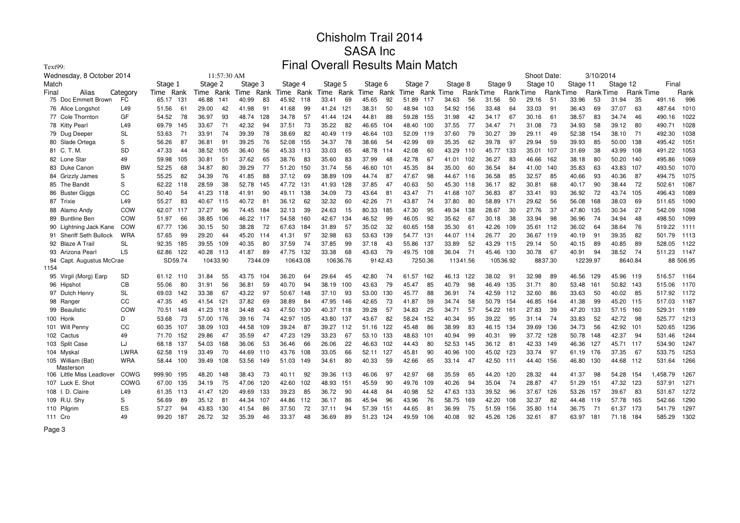# Chisholm Trail 2014
## SASA Inc
## Final Overall Results Main Match

Text99:

Wednesday, 8 October 2014 11:57:30 AM Shoot Date: 3/10/2014

| Match Final | Alias | Category | Stage 1 Time | Rank | Stage 2 Time | Rank | Stage 3 Time | Rank | Stage 4 Time | Rank | Stage 5 Time | Rank | Stage 6 Time | Rank | Stage 7 Time | Rank | Stage 8 Time | Rank | Stage 9 Time | Rank | Stage 10 Time | Rank | Stage 11 Time | Rank | Stage 12 Time | Rank | Final Time | Rank |
|---|---|---|---|---|---|---|---|---|---|---|---|---|---|---|---|---|---|---|---|---|---|---|---|---|---|---|---|---|
| 75 | Doc Emmett Brown | FC | 65.17 | 131 | 46.88 | 141 | 40.99 | 83 | 45.92 | 118 | 33.41 | 69 | 45.65 | 92 | 51.89 | 117 | 34.63 | 56 | 31.56 | 50 | 29.16 | 51 | 33.96 | 53 | 31.94 | 35 | 491.16 | 996 |
| 76 | Alice Longshot | L49 | 51.56 | 61 | 29.00 | 42 | 41.98 | 91 | 41.68 | 99 | 41.24 | 121 | 38.31 | 50 | 48.94 | 103 | 54.92 | 156 | 33.48 | 64 | 33.03 | 91 | 36.43 | 69 | 37.07 | 63 | 487.64 | 1010 |
| 77 | Cole Thornton | GF | 54.52 | 78 | 36.97 | 93 | 48.74 | 128 | 34.78 | 57 | 41.44 | 124 | 44.81 | 88 | 59.28 | 155 | 31.98 | 42 | 34.17 | 67 | 30.16 | 61 | 38.57 | 83 | 34.74 | 46 | 490.16 | 1022 |
| 78 | Kitty Pearl | L49 | 69.79 | 145 | 33.67 | 71 | 42.32 | 94 | 37.51 | 73 | 35.22 | 82 | 46.65 | 104 | 48.40 | 100 | 37.55 | 77 | 34.47 | 71 | 31.08 | 73 | 34.93 | 58 | 39.12 | 80 | 490.71 | 1028 |
| 79 | Dug Deeper | SL | 53.63 | 71 | 33.91 | 74 | 39.39 | 78 | 38.69 | 82 | 40.49 | 119 | 46.64 | 103 | 52.09 | 119 | 37.60 | 79 | 30.27 | 39 | 29.11 | 49 | 52.38 | 154 | 38.10 | 71 | 492.30 | 1038 |
| 80 | Slade Ortega | S | 56.26 | 87 | 36.81 | 91 | 39.25 | 76 | 52.08 | 155 | 34.37 | 78 | 38.66 | 54 | 42.99 | 69 | 35.35 | 62 | 39.78 | 97 | 29.94 | 59 | 39.93 | 85 | 50.00 | 138 | 495.42 | 1051 |
| 81 | C. T. M. | SD | 47.33 | 44 | 38.52 | 105 | 36.40 | 56 | 45.33 | 113 | 33.03 | 65 | 48.78 | 114 | 42.08 | 60 | 43.29 | 110 | 45.77 | 133 | 35.01 | 107 | 31.69 | 38 | 43.99 | 108 | 491.22 | 1053 |
| 82 | Lone Star | 49 | 59.98 | 105 | 30.81 | 51 | 37.62 | 65 | 38.76 | 83 | 35.60 | 83 | 37.99 | 48 | 42.78 | 67 | 41.01 | 102 | 36.27 | 83 | 46.66 | 162 | 38.18 | 80 | 50.20 | 140 | 495.86 | 1069 |
| 83 | Duke Canon | BW | 52.25 | 68 | 34.87 | 80 | 39.29 | 77 | 51.20 | 150 | 31.74 | 56 | 46.60 | 101 | 45.35 | 84 | 35.00 | 60 | 36.54 | 84 | 41.00 | 140 | 35.83 | 63 | 43.83 | 107 | 493.50 | 1070 |
| 84 | Grizzly James | S | 55.25 | 82 | 34.39 | 76 | 41.85 | 88 | 37.12 | 69 | 38.89 | 109 | 44.74 | 87 | 47.67 | 98 | 44.67 | 116 | 36.58 | 85 | 32.57 | 85 | 40.66 | 93 | 40.36 | 87 | 494.75 | 1075 |
| 85 | The Bandit | S | 62.22 | 118 | 28.59 | 38 | 52.78 | 145 | 47.72 | 131 | 41.93 | 128 | 37.85 | 47 | 40.63 | 50 | 45.30 | 118 | 36.17 | 82 | 30.81 | 68 | 40.17 | 90 | 38.44 | 72 | 502.61 | 1087 |
| 86 | Buster Giggs | CC | 50.40 | 54 | 41.23 | 118 | 41.91 | 90 | 49.11 | 138 | 34.09 | 73 | 43.64 | 81 | 43.47 | 71 | 41.68 | 107 | 36.83 | 87 | 33.41 | 93 | 36.92 | 72 | 43.74 | 105 | 496.43 | 1089 |
| 87 | Trixie | L49 | 55.27 | 83 | 40.67 | 115 | 40.72 | 81 | 36.12 | 62 | 32.32 | 60 | 42.26 | 71 | 43.87 | 74 | 37.80 | 80 | 58.89 | 171 | 29.62 | 56 | 56.08 | 168 | 38.03 | 69 | 511.65 | 1090 |
| 88 | Alamo Andy | COW | 62.07 | 117 | 37.27 | 96 | 74.45 | 184 | 32.13 | 39 | 24.63 | 15 | 80.33 | 185 | 47.30 | 95 | 49.34 | 138 | 28.67 | 30 | 27.76 | 37 | 47.80 | 135 | 30.34 | 27 | 542.09 | 1098 |
| 89 | Buntline Ben | COW | 51.97 | 66 | 38.85 | 106 | 46.22 | 117 | 54.58 | 160 | 42.67 | 134 | 46.52 | 99 | 46.05 | 92 | 35.62 | 67 | 30.18 | 38 | 33.94 | 98 | 36.96 | 74 | 34.94 | 48 | 498.50 | 1099 |
| 90 | Lightning Jack Kane | COW | 67.77 | 136 | 30.15 | 50 | 38.28 | 72 | 67.63 | 184 | 31.89 | 57 | 35.02 | 32 | 60.65 | 158 | 35.30 | 61 | 42.26 | 109 | 35.61 | 112 | 36.02 | 64 | 38.64 | 76 | 519.22 | 1111 |
| 91 | Sheriff Seth Bullock | WRA | 57.65 | 99 | 29.20 | 44 | 45.20 | 114 | 41.31 | 97 | 32.98 | 63 | 53.63 | 139 | 54.77 | 131 | 44.07 | 114 | 26.77 | 20 | 36.67 | 119 | 40.19 | 91 | 39.35 | 82 | 501.79 | 1113 |
| 92 | Blaze A Trail | SL | 92.35 | 185 | 39.55 | 109 | 40.35 | 80 | 37.59 | 74 | 37.85 | 99 | 37.18 | 43 | 55.86 | 137 | 33.89 | 52 | 43.29 | 115 | 29.14 | 50 | 40.15 | 89 | 40.85 | 89 | 528.05 | 1122 |
| 93 | Arizona Pearl | LS | 62.86 | 122 | 40.28 | 113 | 41.87 | 89 | 47.75 | 132 | 33.38 | 68 | 43.63 | 79 | 49.75 | 108 | 36.04 | 71 | 45.46 | 130 | 30.78 | 67 | 40.91 | 94 | 38.52 | 74 | 511.23 | 1147 |
| 94 | Capt. Augustus McCrae | SD | 59.74 | 104 | 33.90 | 73 | 44.09 | 106 | 43.08 | 106 | 36.76 | 91 | 42.43 | 72 | 50.36 | 113 | 41.56 | 105 | 36.92 | 88 | 37.30 | 122 | 39.97 | 86 | 40.84 | 88 | 506.95 | 1154 |
| 95 | Virgil (Morg) Earp | SD | 61.12 | 110 | 31.84 | 55 | 43.75 | 104 | 36.20 | 64 | 29.64 | 45 | 42.80 | 74 | 61.57 | 162 | 46.13 | 122 | 38.02 | 91 | 32.98 | 89 | 46.56 | 129 | 45.96 | 119 | 516.57 | 1164 |
| 96 | Hipshot | CB | 55.06 | 80 | 31.91 | 56 | 36.81 | 59 | 40.70 | 94 | 38.19 | 100 | 43.63 | 79 | 45.47 | 85 | 40.79 | 98 | 46.49 | 135 | 31.71 | 80 | 53.48 | 161 | 50.82 | 143 | 515.06 | 1170 |
| 97 | Dutch Henry | SL | 69.03 | 142 | 33.38 | 67 | 43.22 | 97 | 50.67 | 148 | 37.10 | 93 | 53.00 | 130 | 45.77 | 88 | 36.91 | 74 | 42.59 | 112 | 32.60 | 86 | 33.63 | 50 | 40.02 | 85 | 517.92 | 1172 |
| 98 | Ranger | CC | 47.35 | 45 | 41.54 | 121 | 37.82 | 69 | 38.89 | 84 | 47.95 | 146 | 42.65 | 73 | 41.87 | 59 | 34.74 | 58 | 50.79 | 154 | 46.85 | 164 | 41.38 | 99 | 45.20 | 115 | 517.03 | 1187 |
| 99 | Beaulistic | COW | 70.51 | 148 | 41.23 | 118 | 34.48 | 43 | 47.50 | 130 | 40.37 | 118 | 39.28 | 57 | 34.83 | 25 | 34.71 | 57 | 54.22 | 161 | 27.83 | 39 | 47.20 | 133 | 57.15 | 160 | 529.31 | 1189 |
| 100 | Honk | D | 53.68 | 73 | 57.00 | 176 | 39.16 | 74 | 42.97 | 105 | 43.80 | 137 | 43.67 | 82 | 58.24 | 152 | 40.34 | 95 | 39.22 | 95 | 31.14 | 74 | 33.83 | 52 | 42.72 | 98 | 525.77 | 1213 |
| 101 | Will Penny | CC | 60.35 | 107 | 38.09 | 103 | 44.58 | 109 | 39.24 | 87 | 39.27 | 112 | 51.16 | 122 | 45.48 | 86 | 38.99 | 83 | 46.15 | 134 | 39.69 | 136 | 34.73 | 56 | 42.92 | 101 | 520.65 | 1236 |
| 102 | Cactus | 49 | 71.70 | 152 | 29.86 | 47 | 35.59 | 47 | 47.23 | 129 | 33.23 | 67 | 53.10 | 133 | 48.63 | 101 | 40.94 | 99 | 40.31 | 99 | 37.72 | 128 | 50.78 | 148 | 42.37 | 94 | 531.46 | 1244 |
| 103 | Split Case | LJ | 68.18 | 137 | 54.03 | 168 | 36.06 | 53 | 36.46 | 66 | 26.06 | 22 | 46.63 | 102 | 44.43 | 80 | 52.53 | 145 | 36.12 | 81 | 42.33 | 149 | 46.36 | 127 | 45.71 | 117 | 534.90 | 1247 |
| 104 | Myskal | LWRA | 62.58 | 119 | 33.49 | 70 | 44.69 | 110 | 43.76 | 108 | 33.05 | 66 | 52.11 | 127 | 45.81 | 90 | 40.96 | 100 | 45.02 | 123 | 33.74 | 97 | 61.19 | 176 | 37.35 | 67 | 533.75 | 1253 |
| 105 | William (Bat) Masterson | WRA | 58.44 | 100 | 39.49 | 108 | 53.56 | 149 | 51.03 | 149 | 34.61 | 80 | 40.33 | 59 | 42.66 | 65 | 33.14 | 47 | 42.50 | 111 | 44.40 | 156 | 46.80 | 130 | 44.68 | 112 | 531.64 | 1266 |
| 106 | Little Miss Leadlover | COWG | 999.90 | 195 | 48.20 | 148 | 38.43 | 73 | 40.11 | 92 | 39.36 | 113 | 46.06 | 97 | 42.97 | 68 | 35.59 | 65 | 44.20 | 120 | 28.32 | 44 | 41.37 | 98 | 54.28 | 154 | 1,458.79 | 1267 |
| 107 | Luck E. Shot | COWG | 67.00 | 135 | 34.19 | 75 | 47.06 | 120 | 42.60 | 102 | 48.93 | 151 | 45.59 | 90 | 49.76 | 109 | 40.26 | 94 | 35.04 | 74 | 28.87 | 47 | 51.29 | 151 | 47.32 | 123 | 537.91 | 1271 |
| 108 | I. D. Claire | L49 | 61.35 | 113 | 41.47 | 120 | 49.69 | 133 | 39.23 | 85 | 36.72 | 90 | 44.48 | 84 | 40.98 | 52 | 47.63 | 133 | 39.52 | 96 | 37.67 | 126 | 53.26 | 157 | 39.67 | 83 | 531.67 | 1272 |
| 109 | R.U. Shy | S | 56.69 | 89 | 35.12 | 81 | 44.34 | 107 | 44.86 | 112 | 36.17 | 86 | 45.94 | 96 | 43.96 | 76 | 58.75 | 169 | 42.20 | 108 | 32.37 | 82 | 44.48 | 119 | 57.78 | 165 | 542.66 | 1290 |
| 110 | Pilgrim | ES | 57.27 | 94 | 43.83 | 130 | 41.54 | 86 | 37.50 | 72 | 37.11 | 94 | 57.39 | 151 | 44.65 | 81 | 36.99 | 75 | 51.59 | 156 | 35.80 | 114 | 36.75 | 71 | 61.37 | 173 | 541.79 | 1297 |
| 111 | Cro | 49 | 99.20 | 187 | 26.72 | 32 | 35.39 | 46 | 33.37 | 48 | 36.69 | 89 | 51.23 | 124 | 49.59 | 106 | 40.08 | 92 | 45.26 | 126 | 32.61 | 87 | 63.97 | 181 | 71.18 | 184 | 585.29 | 1302 |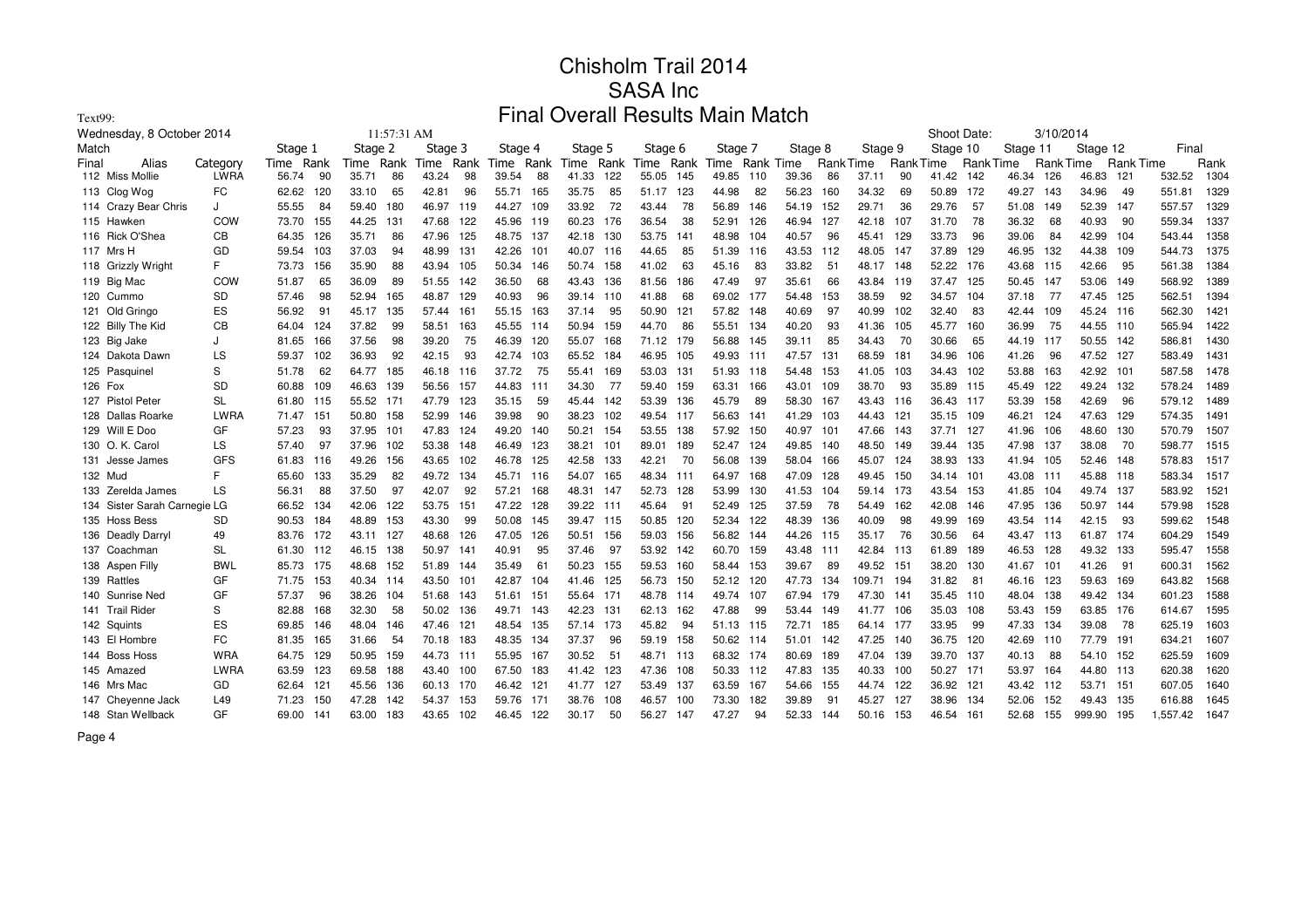# Chisholm Trail 2014
## SASA Inc
## Final Overall Results Main Match

Text99:

Wednesday, 8 October 2014 11:57:31 AM Shoot Date: 3/10/2014

| Match | | | Stage 1 | | Stage 2 | | Stage 3 | | Stage 4 | | Stage 5 | | Stage 6 | | Stage 7 | | Stage 8 | | Stage 9 | | Stage 10 | | Stage 11 | | Stage 12 | | Final | |
|---|---|---|---|---|---|---|---|---|---|---|---|---|---|---|---|---|---|---|---|---|---|---|---|---|---|---|---|---|
| Final | Alias | Category | Time | Rank | Time | Rank | Time | Rank | Time | Rank | Time | Rank | Time | Rank | Time | Rank | Time | Rank | Time | Rank | Time | Rank | Time | Rank | Time | Rank | Time | Rank |
| 112 | Miss Mollie | LWRA | 56.74 | 90 | 35.71 | 86 | 43.24 | 98 | 39.54 | 88 | 41.33 | 122 | 55.05 | 145 | 49.85 | 110 | 39.36 | 86 | 37.11 | 90 | 41.42 | 142 | 46.34 | 126 | 46.83 | 121 | 532.52 | 1304 |
| 113 | Clog Wog | FC | 62.62 | 120 | 33.10 | 65 | 42.81 | 96 | 55.71 | 165 | 35.75 | 85 | 51.17 | 123 | 44.98 | 82 | 56.23 | 160 | 34.32 | 69 | 50.89 | 172 | 49.27 | 143 | 34.96 | 49 | 551.81 | 1329 |
| 114 | Crazy Bear Chris | J | 55.55 | 84 | 59.40 | 180 | 46.97 | 119 | 44.27 | 109 | 33.92 | 72 | 43.44 | 78 | 56.89 | 146 | 54.19 | 152 | 29.71 | 36 | 29.76 | 57 | 51.08 | 149 | 52.39 | 147 | 557.57 | 1329 |
| 115 | Hawken | COW | 73.70 | 155 | 44.25 | 131 | 47.68 | 122 | 45.96 | 119 | 60.23 | 176 | 36.54 | 38 | 52.91 | 126 | 46.94 | 127 | 42.18 | 107 | 31.70 | 78 | 36.32 | 68 | 40.93 | 90 | 559.34 | 1337 |
| 116 | Rick O'Shea | CB | 64.35 | 126 | 35.71 | 86 | 47.96 | 125 | 48.75 | 137 | 42.18 | 130 | 53.75 | 141 | 48.98 | 104 | 40.57 | 96 | 45.41 | 129 | 33.73 | 96 | 39.06 | 84 | 42.99 | 104 | 543.44 | 1358 |
| 117 | Mrs H | GD | 59.54 | 103 | 37.03 | 94 | 48.99 | 131 | 42.26 | 101 | 40.07 | 116 | 44.65 | 85 | 51.39 | 116 | 43.53 | 112 | 48.05 | 147 | 37.89 | 129 | 46.95 | 132 | 44.38 | 109 | 544.73 | 1375 |
| 118 | Grizzly Wright | F | 73.73 | 156 | 35.90 | 88 | 43.94 | 105 | 50.34 | 146 | 50.74 | 158 | 41.02 | 63 | 45.16 | 83 | 33.82 | 51 | 48.17 | 148 | 52.22 | 176 | 43.68 | 115 | 42.66 | 95 | 561.38 | 1384 |
| 119 | Big Mac | COW | 51.87 | 65 | 36.09 | 89 | 51.55 | 142 | 36.50 | 68 | 43.43 | 136 | 81.56 | 186 | 47.49 | 97 | 35.61 | 66 | 43.84 | 119 | 37.47 | 125 | 50.45 | 147 | 53.06 | 149 | 568.92 | 1389 |
| 120 | Cummo | SD | 57.46 | 98 | 52.94 | 165 | 48.87 | 129 | 40.93 | 96 | 39.14 | 110 | 41.88 | 68 | 69.02 | 177 | 54.48 | 153 | 38.59 | 92 | 34.57 | 104 | 37.18 | 77 | 47.45 | 125 | 562.51 | 1394 |
| 121 | Old Gringo | ES | 56.92 | 91 | 45.17 | 135 | 57.44 | 161 | 55.15 | 163 | 37.14 | 95 | 50.90 | 121 | 57.82 | 148 | 40.69 | 97 | 40.99 | 102 | 32.40 | 83 | 42.44 | 109 | 45.24 | 116 | 562.30 | 1421 |
| 122 | Billy The Kid | CB | 64.04 | 124 | 37.82 | 99 | 58.51 | 163 | 45.55 | 114 | 50.94 | 159 | 44.70 | 86 | 55.51 | 134 | 40.20 | 93 | 41.36 | 105 | 45.77 | 160 | 36.99 | 75 | 44.55 | 110 | 565.94 | 1422 |
| 123 | Big Jake | J | 81.65 | 166 | 37.56 | 98 | 39.20 | 75 | 46.39 | 120 | 55.07 | 168 | 71.12 | 179 | 56.88 | 145 | 39.11 | 85 | 34.43 | 70 | 30.66 | 65 | 44.19 | 117 | 50.55 | 142 | 586.81 | 1430 |
| 124 | Dakota Dawn | LS | 59.37 | 102 | 36.93 | 92 | 42.15 | 93 | 42.74 | 103 | 65.52 | 184 | 46.95 | 105 | 49.93 | 111 | 47.57 | 131 | 68.59 | 181 | 34.96 | 106 | 41.26 | 96 | 47.52 | 127 | 583.49 | 1431 |
| 125 | Pasquinel | S | 51.78 | 62 | 64.77 | 185 | 46.18 | 116 | 37.72 | 75 | 55.41 | 169 | 53.03 | 131 | 51.93 | 118 | 54.48 | 153 | 41.05 | 103 | 34.43 | 102 | 53.88 | 163 | 42.92 | 101 | 587.58 | 1478 |
| 126 | Fox | SD | 60.88 | 109 | 46.63 | 139 | 56.56 | 157 | 44.83 | 111 | 34.30 | 77 | 59.40 | 159 | 63.31 | 166 | 43.01 | 109 | 38.70 | 93 | 35.89 | 115 | 45.49 | 122 | 49.24 | 132 | 578.24 | 1489 |
| 127 | Pistol Peter | SL | 61.80 | 115 | 55.52 | 171 | 47.79 | 123 | 35.15 | 59 | 45.44 | 142 | 53.39 | 136 | 45.79 | 89 | 58.30 | 167 | 43.43 | 116 | 36.43 | 117 | 53.39 | 158 | 42.69 | 96 | 579.12 | 1489 |
| 128 | Dallas Roarke | LWRA | 71.47 | 151 | 50.80 | 158 | 52.99 | 146 | 39.98 | 90 | 38.23 | 102 | 49.54 | 117 | 56.63 | 141 | 41.29 | 103 | 44.43 | 121 | 35.15 | 109 | 46.21 | 124 | 47.63 | 129 | 574.35 | 1491 |
| 129 | Will E Doo | GF | 57.23 | 93 | 37.95 | 101 | 47.83 | 124 | 49.20 | 140 | 50.21 | 154 | 53.55 | 138 | 57.92 | 150 | 40.97 | 101 | 47.66 | 143 | 37.71 | 127 | 41.96 | 106 | 48.60 | 130 | 570.79 | 1507 |
| 130 | O. K. Carol | LS | 57.40 | 97 | 37.96 | 102 | 53.38 | 148 | 46.49 | 123 | 38.21 | 101 | 89.01 | 189 | 52.47 | 124 | 49.85 | 140 | 48.50 | 149 | 39.44 | 135 | 47.98 | 137 | 38.08 | 70 | 598.77 | 1515 |
| 131 | Jesse James | GFS | 61.83 | 116 | 49.26 | 156 | 43.65 | 102 | 46.78 | 125 | 42.58 | 133 | 42.21 | 70 | 56.08 | 139 | 58.04 | 166 | 45.07 | 124 | 38.93 | 133 | 41.94 | 105 | 52.46 | 148 | 578.83 | 1517 |
| 132 | Mud | F | 65.60 | 133 | 35.29 | 82 | 49.72 | 134 | 45.71 | 116 | 54.07 | 165 | 48.34 | 111 | 64.97 | 168 | 47.09 | 128 | 49.45 | 150 | 34.14 | 101 | 43.08 | 111 | 45.88 | 118 | 583.34 | 1517 |
| 133 | Zerelda James | LS | 56.31 | 88 | 37.50 | 97 | 42.07 | 92 | 57.21 | 168 | 48.31 | 147 | 52.73 | 128 | 53.99 | 130 | 41.53 | 104 | 59.14 | 173 | 43.54 | 153 | 41.85 | 104 | 49.74 | 137 | 583.92 | 1521 |
| 134 | Sister Sarah Carnegie | LG | 66.52 | 134 | 42.06 | 122 | 53.75 | 151 | 47.22 | 128 | 39.22 | 111 | 45.64 | 91 | 52.49 | 125 | 37.59 | 78 | 54.49 | 162 | 42.08 | 146 | 47.95 | 136 | 50.97 | 144 | 579.98 | 1528 |
| 135 | Hoss Bess | SD | 90.53 | 184 | 48.89 | 153 | 43.30 | 99 | 50.08 | 145 | 39.47 | 115 | 50.85 | 120 | 52.34 | 122 | 48.39 | 136 | 40.09 | 98 | 49.99 | 169 | 43.54 | 114 | 42.15 | 93 | 599.62 | 1548 |
| 136 | Deadly Darryl | 49 | 83.76 | 172 | 43.11 | 127 | 48.68 | 126 | 47.05 | 126 | 50.51 | 156 | 59.03 | 156 | 56.82 | 144 | 44.26 | 115 | 35.17 | 76 | 30.56 | 64 | 43.47 | 113 | 61.87 | 174 | 604.29 | 1549 |
| 137 | Coachman | SL | 61.30 | 112 | 46.15 | 138 | 50.97 | 141 | 40.91 | 95 | 37.46 | 97 | 53.92 | 142 | 60.70 | 159 | 43.48 | 111 | 42.84 | 113 | 61.89 | 189 | 46.53 | 128 | 49.32 | 133 | 595.47 | 1558 |
| 138 | Aspen Filly | BWL | 85.73 | 175 | 48.68 | 152 | 51.89 | 144 | 35.49 | 61 | 50.23 | 155 | 59.53 | 160 | 58.44 | 153 | 39.67 | 89 | 49.52 | 151 | 38.20 | 130 | 41.67 | 101 | 41.26 | 91 | 600.31 | 1562 |
| 139 | Rattles | GF | 71.75 | 153 | 40.34 | 114 | 43.50 | 101 | 42.87 | 104 | 41.46 | 125 | 56.73 | 150 | 52.12 | 120 | 47.73 | 134 | 109.71 | 194 | 31.82 | 81 | 46.16 | 123 | 59.63 | 169 | 643.82 | 1568 |
| 140 | Sunrise Ned | GF | 57.37 | 96 | 38.26 | 104 | 51.68 | 143 | 51.61 | 151 | 55.64 | 171 | 48.78 | 114 | 49.74 | 107 | 67.94 | 179 | 47.30 | 141 | 35.45 | 110 | 48.04 | 138 | 49.42 | 134 | 601.23 | 1588 |
| 141 | Trail Rider | S | 82.88 | 168 | 32.30 | 58 | 50.02 | 136 | 49.71 | 143 | 42.23 | 131 | 62.13 | 162 | 47.88 | 99 | 53.44 | 149 | 41.77 | 106 | 35.03 | 108 | 53.43 | 159 | 63.85 | 176 | 614.67 | 1595 |
| 142 | Squints | ES | 69.85 | 146 | 48.04 | 146 | 47.46 | 121 | 48.54 | 135 | 57.14 | 173 | 45.82 | 94 | 51.13 | 115 | 72.71 | 185 | 64.14 | 177 | 33.95 | 99 | 47.33 | 134 | 39.08 | 78 | 625.19 | 1603 |
| 143 | El Hombre | FC | 81.35 | 165 | 31.66 | 54 | 70.18 | 183 | 48.35 | 134 | 37.37 | 96 | 59.19 | 158 | 50.62 | 114 | 51.01 | 142 | 47.25 | 140 | 36.75 | 120 | 42.69 | 110 | 77.79 | 191 | 634.21 | 1607 |
| 144 | Boss Hoss | WRA | 64.75 | 129 | 50.95 | 159 | 44.73 | 111 | 55.95 | 167 | 30.52 | 51 | 48.71 | 113 | 68.32 | 174 | 80.69 | 189 | 47.04 | 139 | 39.70 | 137 | 40.13 | 88 | 54.10 | 152 | 625.59 | 1609 |
| 145 | Amazed | LWRA | 63.59 | 123 | 69.58 | 188 | 43.40 | 100 | 67.50 | 183 | 41.42 | 123 | 47.36 | 108 | 50.33 | 112 | 47.83 | 135 | 40.33 | 100 | 50.27 | 171 | 53.97 | 164 | 44.80 | 113 | 620.38 | 1620 |
| 146 | Mrs Mac | GD | 62.64 | 121 | 45.56 | 136 | 60.13 | 170 | 46.42 | 121 | 41.77 | 127 | 53.49 | 137 | 63.59 | 167 | 54.66 | 155 | 44.74 | 122 | 36.92 | 121 | 43.42 | 112 | 53.71 | 151 | 607.05 | 1640 |
| 147 | Cheyenne Jack | L49 | 71.23 | 150 | 47.28 | 142 | 54.37 | 153 | 59.76 | 171 | 38.76 | 108 | 46.57 | 100 | 73.30 | 182 | 39.89 | 91 | 45.27 | 127 | 38.96 | 134 | 52.06 | 152 | 49.43 | 135 | 616.88 | 1645 |
| 148 | Stan Wellback | GF | 69.00 | 141 | 63.00 | 183 | 43.65 | 102 | 46.45 | 122 | 30.17 | 50 | 56.27 | 147 | 47.27 | 94 | 52.33 | 144 | 50.16 | 153 | 46.54 | 161 | 52.68 | 155 | 999.90 | 195 | 1,557.42 | 1647 |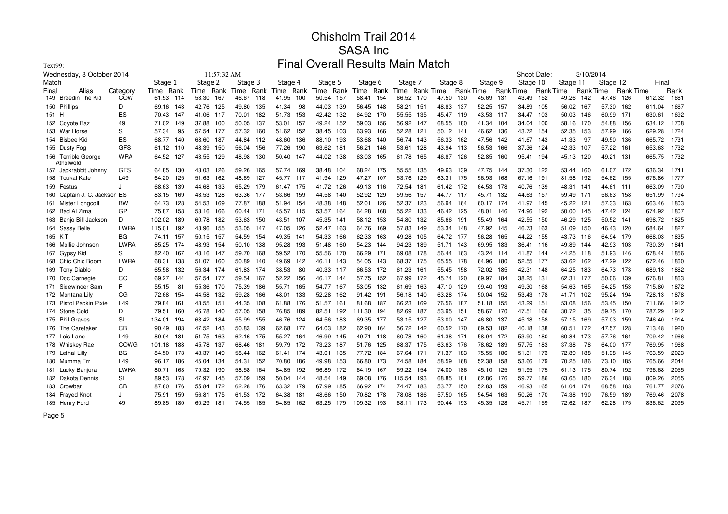# Chisholm Trail 2014
## SASA Inc
## Final Overall Results Main Match

Text99:

Wednesday, 8 October 2014 — 11:57:32 AM — Shoot Date: 3/10/2014

| Match Final | Alias | Category | Stage 1 Time | Rank | Stage 2 Time | Rank | Stage 3 Time | Rank | Stage 4 Time | Rank | Stage 5 Time | Rank | Stage 6 Time | Rank | Stage 7 Time | Rank | Stage 8 Time | Rank | Stage 9 Time | Rank | Stage 10 Time | Rank | Stage 11 Time | Rank | Stage 12 Time | Rank | Final Time | Rank |
|---|---|---|---|---|---|---|---|---|---|---|---|---|---|---|---|---|---|---|---|---|---|---|---|---|---|---|---|---|
| 149 | Breedin The Kid | COW | 61.53 | 114 | 53.30 | 167 | 46.67 | 118 | 41.95 | 100 | 50.54 | 157 | 58.41 | 154 | 66.52 | 170 | 47.50 | 130 | 45.69 | 131 | 43.49 | 152 | 49.26 | 142 | 47.46 | 126 | 612.32 | 1661 |
| 150 | Phillips | D | 69.16 | 143 | 42.76 | 125 | 49.80 | 135 | 41.34 | 98 | 44.03 | 139 | 56.45 | 148 | 58.21 | 151 | 48.83 | 137 | 52.25 | 157 | 34.89 | 105 | 56.02 | 167 | 57.30 | 162 | 611.04 | 1667 |
| 151 | H | ES | 70.43 | 147 | 41.06 | 117 | 70.01 | 182 | 51.73 | 153 | 42.42 | 132 | 64.92 | 170 | 55.55 | 135 | 45.47 | 119 | 43.53 | 117 | 34.47 | 103 | 50.03 | 146 | 60.99 | 171 | 630.61 | 1692 |
| 152 | Coyote Baz | 49 | 71.02 | 149 | 37.88 | 100 | 50.05 | 137 | 53.01 | 157 | 49.24 | 152 | 59.03 | 156 | 56.92 | 147 | 68.55 | 180 | 41.34 | 104 | 34.04 | 100 | 58.16 | 170 | 54.88 | 156 | 634.12 | 1708 |
| 153 | War Horse | S | 57.34 | 95 | 57.54 | 177 | 57.32 | 160 | 51.62 | 152 | 38.45 | 103 | 63.93 | 166 | 52.28 | 121 | 50.12 | 141 | 46.62 | 136 | 43.72 | 154 | 52.35 | 153 | 57.99 | 166 | 629.28 | 1724 |
| 154 | Bisbee Kid | ES | 68.77 | 140 | 68.60 | 187 | 44.84 | 112 | 48.60 | 136 | 88.10 | 193 | 53.68 | 140 | 56.74 | 143 | 56.33 | 162 | 47.56 | 142 | 41.67 | 143 | 41.33 | 97 | 49.50 | 136 | 665.72 | 1731 |
| 155 | Dusty Fog | GFS | 61.12 | 110 | 48.39 | 150 | 56.04 | 156 | 77.26 | 190 | 63.62 | 181 | 56.21 | 146 | 53.61 | 128 | 43.94 | 113 | 56.53 | 166 | 37.36 | 124 | 42.33 | 107 | 57.22 | 161 | 653.63 | 1732 |
| 156 | Terrible George Atholwold | WRA | 64.52 | 127 | 43.55 | 129 | 48.98 | 130 | 50.40 | 147 | 44.02 | 138 | 63.03 | 165 | 61.78 | 165 | 46.87 | 126 | 52.85 | 160 | 95.41 | 194 | 45.13 | 120 | 49.21 | 131 | 665.75 | 1732 |
| 157 | Jackrabbit Johnny | GFS | 64.85 | 130 | 43.03 | 126 | 59.26 | 165 | 57.74 | 169 | 38.48 | 104 | 68.24 | 175 | 55.55 | 135 | 49.63 | 139 | 47.75 | 144 | 37.30 | 122 | 53.44 | 160 | 61.07 | 172 | 636.34 | 1741 |
| 158 | Toukal Kate | L49 | 64.20 | 125 | 51.63 | 162 | 48.69 | 127 | 45.77 | 117 | 41.94 | 129 | 47.27 | 107 | 53.76 | 129 | 63.31 | 175 | 56.93 | 168 | 67.16 | 191 | 81.58 | 192 | 54.62 | 155 | 676.86 | 1777 |
| 159 | Festus | J | 68.63 | 139 | 44.68 | 133 | 65.29 | 179 | 61.47 | 175 | 41.72 | 126 | 49.13 | 116 | 72.54 | 181 | 61.42 | 172 | 64.53 | 178 | 40.76 | 139 | 48.31 | 141 | 44.61 | 111 | 663.09 | 1790 |
| 160 | Captain J. C. Jackson | ES | 83.15 | 169 | 43.53 | 128 | 63.36 | 177 | 53.66 | 159 | 44.58 | 140 | 52.92 | 129 | 59.56 | 157 | 44.77 | 117 | 45.71 | 132 | 44.63 | 157 | 59.49 | 171 | 56.63 | 158 | 651.99 | 1794 |
| 161 | Mister Longcolt | BW | 64.73 | 128 | 54.53 | 169 | 77.87 | 188 | 51.94 | 154 | 48.38 | 148 | 52.01 | 126 | 52.37 | 123 | 56.94 | 164 | 60.17 | 174 | 41.97 | 145 | 45.22 | 121 | 57.33 | 163 | 663.46 | 1803 |
| 162 | Bad Al Zima | GP | 75.87 | 158 | 53.16 | 166 | 60.44 | 171 | 45.57 | 115 | 53.57 | 164 | 64.28 | 168 | 55.22 | 133 | 46.42 | 125 | 48.01 | 146 | 74.96 | 192 | 50.00 | 145 | 47.42 | 124 | 674.92 | 1807 |
| 163 | Banjo Bill Jackson | D | 102.02 | 189 | 60.78 | 182 | 53.63 | 150 | 43.51 | 107 | 45.35 | 141 | 58.12 | 153 | 54.80 | 132 | 85.66 | 191 | 55.49 | 164 | 42.55 | 150 | 46.29 | 125 | 50.52 | 141 | 698.72 | 1825 |
| 164 | Sassy Belle | LWRA | 115.01 | 192 | 48.96 | 155 | 53.05 | 147 | 47.05 | 126 | 52.47 | 163 | 64.76 | 169 | 57.83 | 149 | 53.34 | 148 | 47.92 | 145 | 46.73 | 163 | 51.09 | 150 | 46.43 | 120 | 684.64 | 1827 |
| 165 | K T | BG | 74.11 | 157 | 50.15 | 157 | 54.59 | 154 | 49.35 | 141 | 54.33 | 166 | 62.33 | 163 | 49.28 | 105 | 64.72 | 177 | 56.28 | 165 | 44.22 | 155 | 43.73 | 116 | 64.94 | 179 | 668.03 | 1835 |
| 166 | Mollie Johnson | LWRA | 85.25 | 174 | 48.93 | 154 | 50.10 | 138 | 95.28 | 193 | 51.48 | 160 | 54.23 | 144 | 94.23 | 189 | 51.71 | 143 | 69.95 | 183 | 36.41 | 116 | 49.89 | 144 | 42.93 | 103 | 730.39 | 1841 |
| 167 | Gypsy Kid | S | 82.40 | 167 | 48.16 | 147 | 59.70 | 168 | 59.52 | 170 | 55.56 | 170 | 66.29 | 171 | 69.08 | 178 | 56.44 | 163 | 43.24 | 114 | 41.87 | 144 | 44.25 | 118 | 51.93 | 146 | 678.44 | 1856 |
| 168 | Chic Chic Boom | LWRA | 68.31 | 138 | 51.07 | 160 | 50.89 | 140 | 49.69 | 142 | 46.11 | 143 | 54.05 | 143 | 68.37 | 175 | 65.55 | 178 | 64.96 | 180 | 52.55 | 177 | 53.62 | 162 | 47.29 | 122 | 672.46 | 1860 |
| 169 | Tony Diablo | D | 65.58 | 132 | 56.34 | 174 | 61.83 | 174 | 38.53 | 80 | 40.33 | 117 | 66.53 | 172 | 61.23 | 161 | 55.45 | 158 | 72.02 | 185 | 42.31 | 148 | 64.25 | 183 | 64.73 | 178 | 689.13 | 1862 |
| 170 | Doc Carnegie | CC | 69.27 | 144 | 57.54 | 177 | 59.54 | 167 | 52.22 | 156 | 46.17 | 144 | 57.75 | 152 | 67.99 | 172 | 45.74 | 120 | 69.97 | 184 | 38.25 | 131 | 62.31 | 177 | 50.06 | 139 | 676.81 | 1863 |
| 171 | Sidewinder Sam | F | 55.15 | 81 | 55.36 | 170 | 75.39 | 186 | 55.71 | 165 | 54.77 | 167 | 53.05 | 132 | 61.69 | 163 | 47.10 | 129 | 99.40 | 193 | 49.30 | 168 | 54.63 | 165 | 54.25 | 153 | 715.80 | 1872 |
| 172 | Montana Lily | CG | 72.68 | 154 | 44.58 | 132 | 59.28 | 166 | 48.01 | 133 | 52.28 | 162 | 91.42 | 191 | 56.18 | 140 | 63.28 | 174 | 50.04 | 152 | 53.43 | 178 | 41.71 | 102 | 95.24 | 194 | 728.13 | 1878 |
| 173 | Pistol Packin Pixie | L49 | 79.84 | 161 | 48.55 | 151 | 44.35 | 108 | 61.88 | 176 | 51.57 | 161 | 81.68 | 187 | 66.23 | 169 | 76.56 | 187 | 51.18 | 155 | 43.29 | 151 | 53.08 | 156 | 53.45 | 150 | 711.66 | 1912 |
| 174 | Stone Cold | D | 79.51 | 160 | 46.78 | 140 | 57.05 | 158 | 76.85 | 189 | 82.51 | 192 | 111.30 | 194 | 82.69 | 187 | 53.95 | 151 | 58.67 | 170 | 47.51 | 166 | 30.72 | 35 | 59.75 | 170 | 787.29 | 1912 |
| 175 | Phil Graves | SL | 134.01 | 194 | 63.42 | 184 | 55.99 | 155 | 46.76 | 124 | 64.56 | 183 | 69.35 | 177 | 53.15 | 127 | 53.00 | 147 | 46.80 | 137 | 45.18 | 158 | 57.15 | 169 | 57.03 | 159 | 746.40 | 1914 |
| 176 | The Caretaker | CB | 90.49 | 183 | 47.52 | 143 | 50.83 | 139 | 62.68 | 177 | 64.03 | 182 | 62.90 | 164 | 56.72 | 142 | 60.52 | 170 | 69.53 | 182 | 40.18 | 138 | 60.51 | 172 | 47.57 | 128 | 713.48 | 1920 |
| 177 | Lois Lane | L49 | 89.94 | 181 | 51.75 | 163 | 62.16 | 175 | 55.27 | 164 | 46.99 | 145 | 49.71 | 118 | 60.78 | 160 | 61.38 | 171 | 58.94 | 172 | 53.90 | 180 | 60.84 | 173 | 57.76 | 164 | 709.42 | 1966 |
| 178 | Whiskey Rae | COWG | 101.18 | 188 | 45.78 | 137 | 68.46 | 181 | 59.79 | 172 | 73.23 | 187 | 51.76 | 125 | 68.37 | 175 | 63.63 | 176 | 78.62 | 189 | 57.75 | 183 | 37.38 | 78 | 64.00 | 177 | 769.95 | 1968 |
| 179 | Lethal Lilly | BG | 84.50 | 173 | 48.37 | 149 | 58.44 | 162 | 61.41 | 174 | 43.01 | 135 | 77.72 | 184 | 67.64 | 171 | 71.37 | 183 | 75.55 | 186 | 51.31 | 173 | 72.89 | 188 | 51.38 | 145 | 763.59 | 2023 |
| 180 | Mumma Err | L49 | 96.17 | 186 | 45.04 | 134 | 54.31 | 152 | 70.80 | 186 | 49.98 | 153 | 66.80 | 173 | 74.58 | 184 | 58.59 | 168 | 52.38 | 158 | 53.66 | 179 | 70.25 | 186 | 73.10 | 185 | 765.66 | 2044 |
| 181 | Lucky Banjora | LWRA | 80.71 | 163 | 79.32 | 190 | 58.58 | 164 | 84.85 | 192 | 56.89 | 172 | 64.19 | 167 | 59.22 | 154 | 74.00 | 186 | 45.10 | 125 | 51.95 | 175 | 61.13 | 175 | 80.74 | 192 | 796.68 | 2055 |
| 182 | Dakota Dennis | SL | 89.53 | 178 | 47.97 | 145 | 57.09 | 159 | 50.04 | 144 | 48.54 | 149 | 69.08 | 176 | 115.54 | 193 | 68.85 | 181 | 62.86 | 176 | 59.77 | 186 | 63.65 | 180 | 76.34 | 188 | 809.26 | 2055 |
| 183 | Crowbar | CB | 87.80 | 176 | 55.84 | 172 | 62.28 | 176 | 63.32 | 179 | 67.99 | 185 | 66.92 | 174 | 74.47 | 183 | 53.77 | 150 | 52.83 | 159 | 46.93 | 165 | 61.04 | 174 | 68.58 | 183 | 761.77 | 2076 |
| 184 | Frayed Knot | J | 75.91 | 159 | 56.81 | 175 | 61.53 | 172 | 64.38 | 181 | 48.66 | 150 | 70.82 | 178 | 78.08 | 186 | 57.50 | 165 | 54.54 | 163 | 50.26 | 170 | 74.38 | 190 | 76.59 | 189 | 769.46 | 2078 |
| 185 | Henry Ford | 49 | 89.85 | 180 | 60.29 | 181 | 74.55 | 185 | 54.85 | 162 | 63.25 | 179 | 109.32 | 193 | 68.11 | 173 | 90.44 | 193 | 45.35 | 128 | 45.71 | 159 | 72.62 | 187 | 62.28 | 175 | 836.62 | 2095 |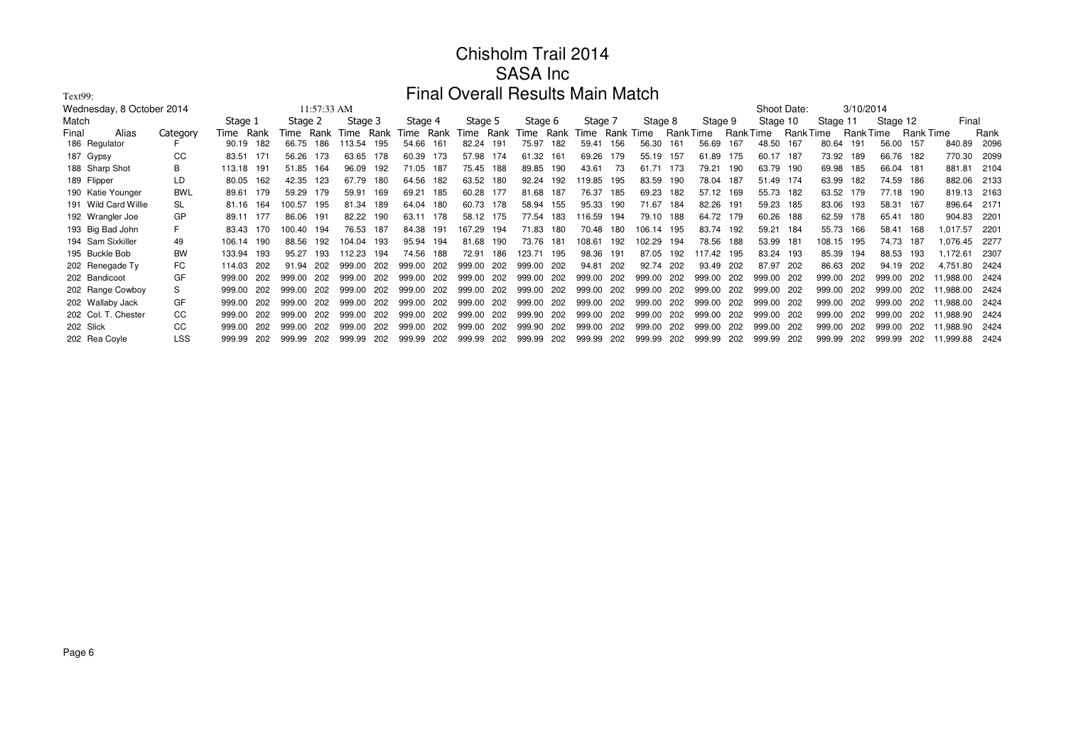# Chisholm Trail 2014
## SASA Inc
## Final Overall Results Main Match

Text99:

Wednesday, 8 October 2014 11:57:33 AM Shoot Date: 3/10/2014

| Match Final | Alias | Category | Stage 1 Time | Rank | Stage 2 Time | Rank | Stage 3 Time | Rank | Stage 4 Time | Rank | Stage 5 Time | Rank | Stage 6 Time | Rank | Stage 7 Time | Rank | Stage 8 Time | Rank | Stage 9 Time | Rank | Stage 10 Time | Rank | Stage 11 Time | Rank | Stage 12 Time | Rank | Final Time | Rank |
|---|---|---|---|---|---|---|---|---|---|---|---|---|---|---|---|---|---|---|---|---|---|---|---|---|---|---|---|---|
| 186 | Regulator | F | 90.19 | 182 | 66.75 | 186 | 113.54 | 195 | 54.66 | 161 | 82.24 | 191 | 75.97 | 182 | 59.41 | 156 | 56.30 | 161 | 56.69 | 167 | 48.50 | 167 | 80.64 | 191 | 56.00 | 157 | 840.89 | 2096 |
| 187 | Gypsy | CC | 83.51 | 171 | 56.26 | 173 | 63.65 | 178 | 60.39 | 173 | 57.98 | 174 | 61.32 | 161 | 69.26 | 179 | 55.19 | 157 | 61.89 | 175 | 60.17 | 187 | 73.92 | 189 | 66.76 | 182 | 770.30 | 2099 |
| 188 | Sharp Shot | B | 113.18 | 191 | 51.85 | 164 | 96.09 | 192 | 71.05 | 187 | 75.45 | 188 | 89.85 | 190 | 43.61 | 73 | 61.71 | 173 | 79.21 | 190 | 63.79 | 190 | 69.98 | 185 | 66.04 | 181 | 881.81 | 2104 |
| 189 | Flipper | LD | 80.05 | 162 | 42.35 | 123 | 67.79 | 180 | 64.56 | 182 | 63.52 | 180 | 92.24 | 192 | 119.85 | 195 | 83.59 | 190 | 78.04 | 187 | 51.49 | 174 | 63.99 | 182 | 74.59 | 186 | 882.06 | 2133 |
| 190 | Katie Younger | BWL | 89.61 | 179 | 59.29 | 179 | 59.91 | 169 | 69.21 | 185 | 60.28 | 177 | 81.68 | 187 | 76.37 | 185 | 69.23 | 182 | 57.12 | 169 | 55.73 | 182 | 63.52 | 179 | 77.18 | 190 | 819.13 | 2163 |
| 191 | Wild Card Willie | SL | 81.16 | 164 | 100.57 | 195 | 81.34 | 189 | 64.04 | 180 | 60.73 | 178 | 58.94 | 155 | 95.33 | 190 | 71.67 | 184 | 82.26 | 191 | 59.23 | 185 | 83.06 | 193 | 58.31 | 167 | 896.64 | 2171 |
| 192 | Wrangler Joe | GP | 89.11 | 177 | 86.06 | 191 | 82.22 | 190 | 63.11 | 178 | 58.12 | 175 | 77.54 | 183 | 116.59 | 194 | 79.10 | 188 | 64.72 | 179 | 60.26 | 188 | 62.59 | 178 | 65.41 | 180 | 904.83 | 2201 |
| 193 | Big Bad John | F | 83.43 | 170 | 100.40 | 194 | 76.53 | 187 | 84.38 | 191 | 167.29 | 194 | 71.83 | 180 | 70.48 | 180 | 106.14 | 195 | 83.74 | 192 | 59.21 | 184 | 55.73 | 166 | 58.41 | 168 | 1,017.57 | 2201 |
| 194 | Sam Sixkiller | 49 | 106.14 | 190 | 88.56 | 192 | 104.04 | 193 | 95.94 | 194 | 81.68 | 190 | 73.76 | 181 | 108.61 | 192 | 102.29 | 194 | 78.56 | 188 | 53.99 | 181 | 108.15 | 195 | 74.73 | 187 | 1,076.45 | 2277 |
| 195 | Buckle Bob | BW | 133.94 | 193 | 95.27 | 193 | 112.23 | 194 | 74.56 | 188 | 72.91 | 186 | 123.71 | 195 | 98.36 | 191 | 87.05 | 192 | 117.42 | 195 | 83.24 | 193 | 85.39 | 194 | 88.53 | 193 | 1,172.61 | 2307 |
| 202 | Renegade Ty | FC | 114.03 | 202 | 91.94 | 202 | 999.00 | 202 | 999.00 | 202 | 999.00 | 202 | 999.00 | 202 | 94.81 | 202 | 92.74 | 202 | 93.49 | 202 | 87.97 | 202 | 86.63 | 202 | 94.19 | 202 | 4,751.80 | 2424 |
| 202 | Bandicoot | GF | 999.00 | 202 | 999.00 | 202 | 999.00 | 202 | 999.00 | 202 | 999.00 | 202 | 999.00 | 202 | 999.00 | 202 | 999.00 | 202 | 999.00 | 202 | 999.00 | 202 | 999.00 | 202 | 999.00 | 202 | 11,988.00 | 2424 |
| 202 | Range Cowboy | S | 999.00 | 202 | 999.00 | 202 | 999.00 | 202 | 999.00 | 202 | 999.00 | 202 | 999.00 | 202 | 999.00 | 202 | 999.00 | 202 | 999.00 | 202 | 999.00 | 202 | 999.00 | 202 | 999.00 | 202 | 11,988.00 | 2424 |
| 202 | Wallaby Jack | GF | 999.00 | 202 | 999.00 | 202 | 999.00 | 202 | 999.00 | 202 | 999.00 | 202 | 999.00 | 202 | 999.00 | 202 | 999.00 | 202 | 999.00 | 202 | 999.00 | 202 | 999.00 | 202 | 999.00 | 202 | 11,988.00 | 2424 |
| 202 | Col. T. Chester | CC | 999.00 | 202 | 999.00 | 202 | 999.00 | 202 | 999.00 | 202 | 999.00 | 202 | 999.90 | 202 | 999.00 | 202 | 999.00 | 202 | 999.00 | 202 | 999.00 | 202 | 999.00 | 202 | 999.00 | 202 | 11,988.90 | 2424 |
| 202 | Slick | CC | 999.00 | 202 | 999.00 | 202 | 999.00 | 202 | 999.00 | 202 | 999.00 | 202 | 999.90 | 202 | 999.00 | 202 | 999.00 | 202 | 999.00 | 202 | 999.00 | 202 | 999.00 | 202 | 999.00 | 202 | 11,988.90 | 2424 |
| 202 | Rea Coyle | LSS | 999.99 | 202 | 999.99 | 202 | 999.99 | 202 | 999.99 | 202 | 999.99 | 202 | 999.99 | 202 | 999.99 | 202 | 999.99 | 202 | 999.99 | 202 | 999.99 | 202 | 999.99 | 202 | 999.99 | 202 | 11,999.88 | 2424 |